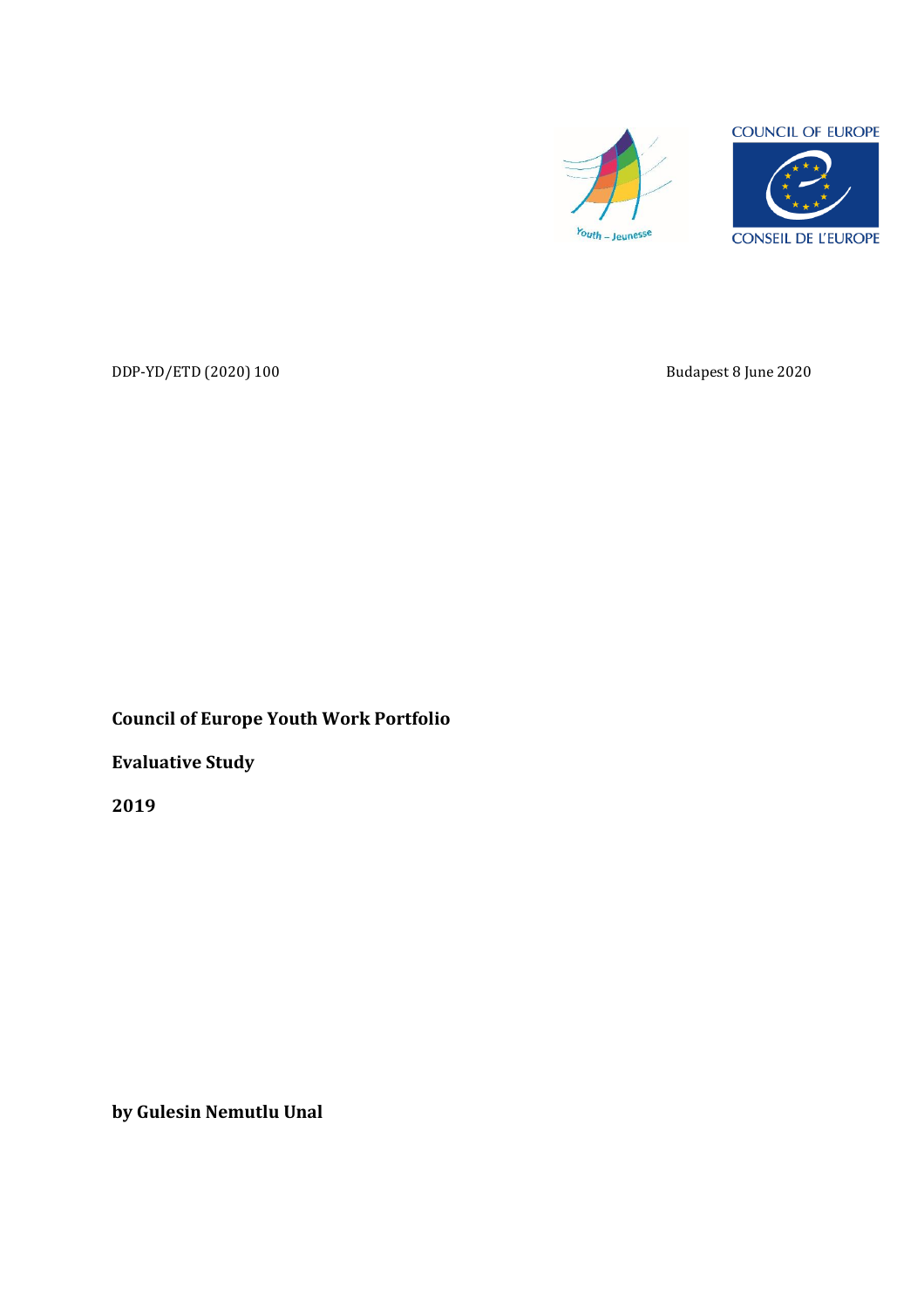COUNCIL OF EUROPE

CONSEIL DE L'EUROPE

Youth – Jeunesse

DDP-YD/ETD (2020) 100

Budapest 8 June 2020

**Council of Europe Youth Work Portfolio**

**Evaluative Study**

**2019**

**by Gulesin Nemutlu Unal**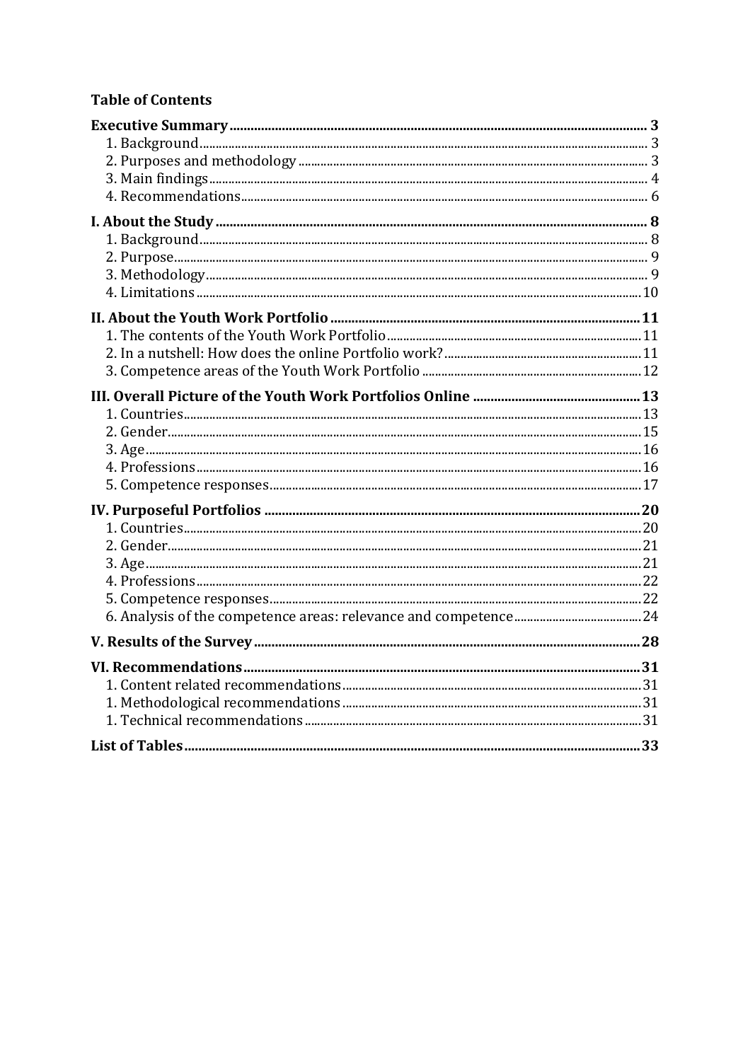**Table of Contents**

**Executive Summary** .......... **3**
- 1. Background .......... 3
- 2. Purposes and methodology .......... 3
- 3. Main findings .......... 4
- 4. Recommendations .......... 6

**I. About the Study** .......... **8**
- 1. Background .......... 8
- 2. Purpose .......... 9
- 3. Methodology .......... 9
- 4. Limitations .......... 10

**II. About the Youth Work Portfolio** .......... **11**
- 1. The contents of the Youth Work Portfolio .......... 11
- 2. In a nutshell: How does the online Portfolio work? .......... 11
- 3. Competence areas of the Youth Work Portfolio .......... 12

**III. Overall Picture of the Youth Work Portfolios Online** .......... **13**
- 1. Countries .......... 13
- 2. Gender .......... 15
- 3. Age .......... 16
- 4. Professions .......... 16
- 5. Competence responses .......... 17

**IV. Purposeful Portfolios** .......... **20**
- 1. Countries .......... 20
- 2. Gender .......... 21
- 3. Age .......... 21
- 4. Professions .......... 22
- 5. Competence responses .......... 22
- 6. Analysis of the competence areas: relevance and competence .......... 24

**V. Results of the Survey** .......... **28**

**VI. Recommendations** .......... **31**
- 1. Content related recommendations .......... 31
- 1. Methodological recommendations .......... 31
- 1. Technical recommendations .......... 31

**List of Tables** .......... **33**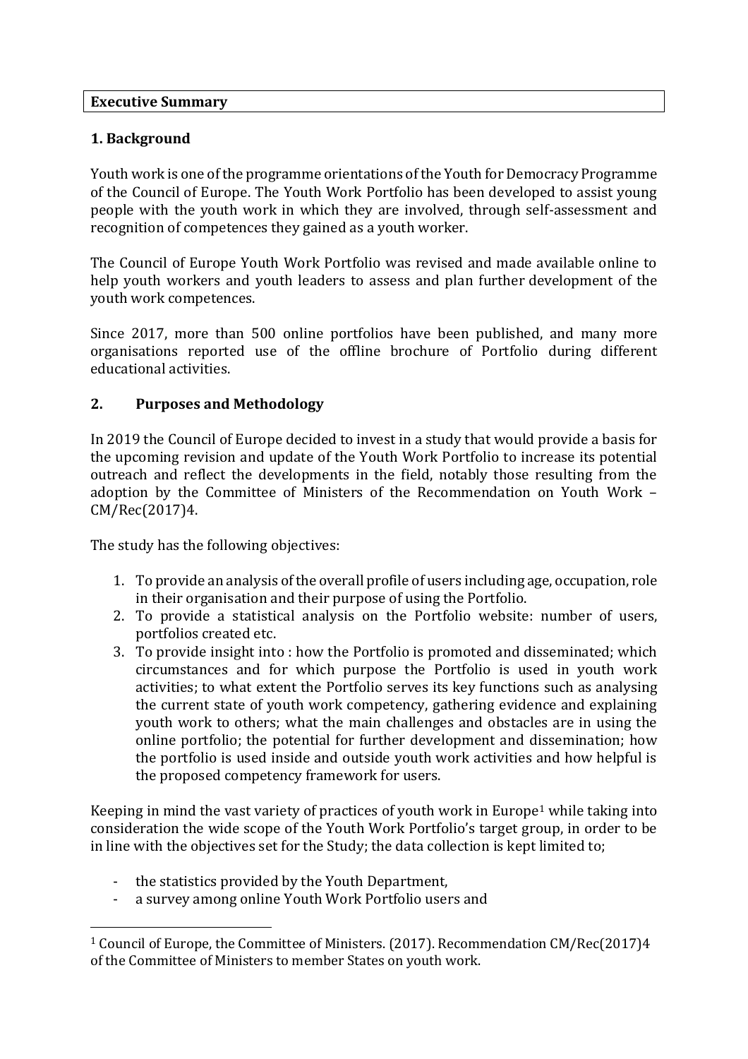## Executive Summary

### 1. Background

Youth work is one of the programme orientations of the Youth for Democracy Programme of the Council of Europe. The Youth Work Portfolio has been developed to assist young people with the youth work in which they are involved, through self-assessment and recognition of competences they gained as a youth worker.

The Council of Europe Youth Work Portfolio was revised and made available online to help youth workers and youth leaders to assess and plan further development of the youth work competences.

Since 2017, more than 500 online portfolios have been published, and many more organisations reported use of the offline brochure of Portfolio during different educational activities.

### 2. Purposes and Methodology

In 2019 the Council of Europe decided to invest in a study that would provide a basis for the upcoming revision and update of the Youth Work Portfolio to increase its potential outreach and reflect the developments in the field, notably those resulting from the adoption by the Committee of Ministers of the Recommendation on Youth Work – CM/Rec(2017)4.

The study has the following objectives:

1. To provide an analysis of the overall profile of users including age, occupation, role in their organisation and their purpose of using the Portfolio.
2. To provide a statistical analysis on the Portfolio website: number of users, portfolios created etc.
3. To provide insight into : how the Portfolio is promoted and disseminated; which circumstances and for which purpose the Portfolio is used in youth work activities; to what extent the Portfolio serves its key functions such as analysing the current state of youth work competency, gathering evidence and explaining youth work to others; what the main challenges and obstacles are in using the online portfolio; the potential for further development and dissemination; how the portfolio is used inside and outside youth work activities and how helpful is the proposed competency framework for users.

Keeping in mind the vast variety of practices of youth work in Europe[1] while taking into consideration the wide scope of the Youth Work Portfolio's target group, in order to be in line with the objectives set for the Study; the data collection is kept limited to;

- the statistics provided by the Youth Department,
- a survey among online Youth Work Portfolio users and

[1] Council of Europe, the Committee of Ministers. (2017). Recommendation CM/Rec(2017)4 of the Committee of Ministers to member States on youth work.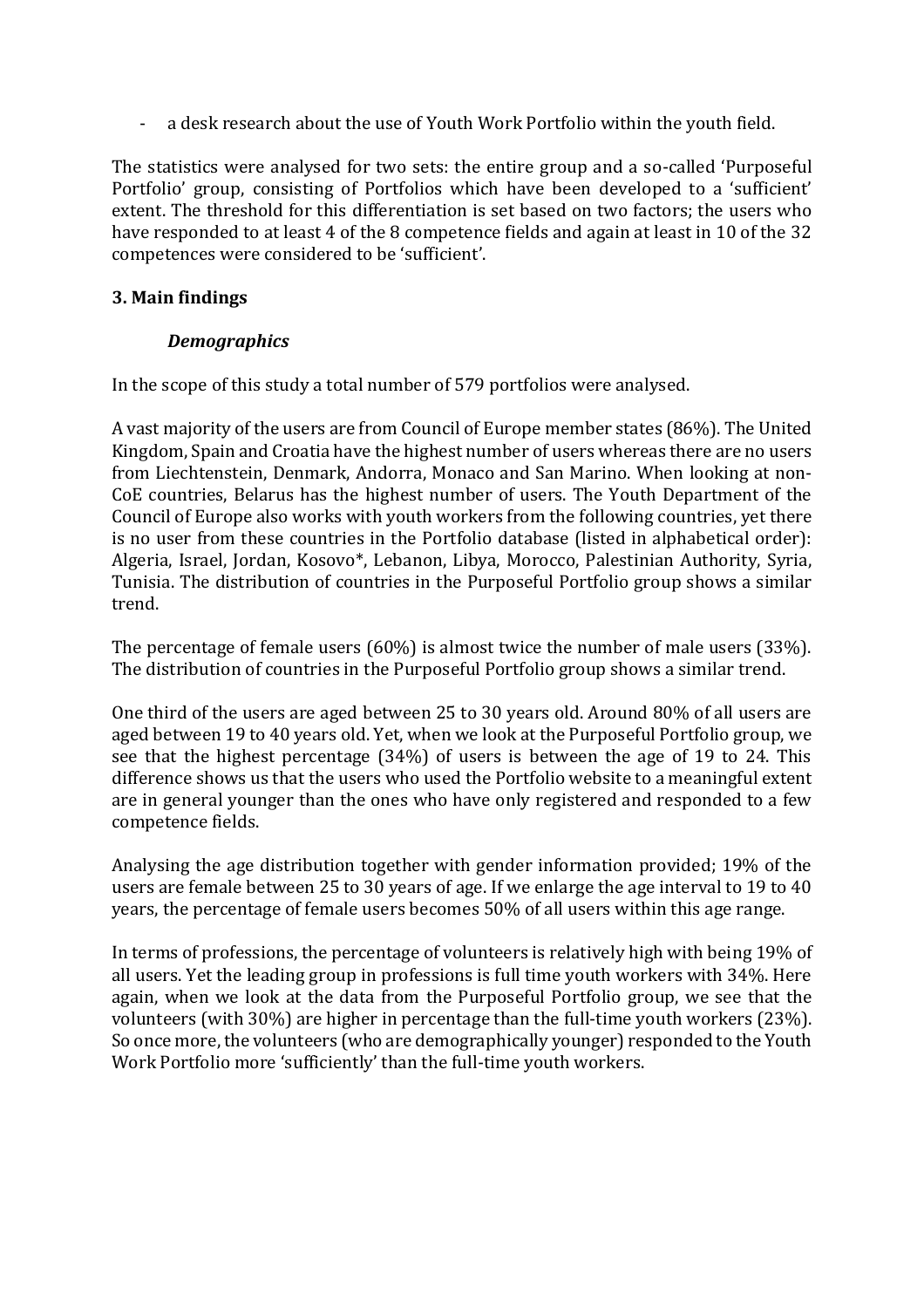- a desk research about the use of Youth Work Portfolio within the youth field.

The statistics were analysed for two sets: the entire group and a so-called 'Purposeful Portfolio' group, consisting of Portfolios which have been developed to a 'sufficient' extent. The threshold for this differentiation is set based on two factors; the users who have responded to at least 4 of the 8 competence fields and again at least in 10 of the 32 competences were considered to be 'sufficient'.

## 3. Main findings

### *Demographics*

In the scope of this study a total number of 579 portfolios were analysed.

A vast majority of the users are from Council of Europe member states (86%). The United Kingdom, Spain and Croatia have the highest number of users whereas there are no users from Liechtenstein, Denmark, Andorra, Monaco and San Marino. When looking at non-CoE countries, Belarus has the highest number of users. The Youth Department of the Council of Europe also works with youth workers from the following countries, yet there is no user from these countries in the Portfolio database (listed in alphabetical order): Algeria, Israel, Jordan, Kosovo*, Lebanon, Libya, Morocco, Palestinian Authority, Syria, Tunisia. The distribution of countries in the Purposeful Portfolio group shows a similar trend.

The percentage of female users (60%) is almost twice the number of male users (33%). The distribution of countries in the Purposeful Portfolio group shows a similar trend.

One third of the users are aged between 25 to 30 years old. Around 80% of all users are aged between 19 to 40 years old. Yet, when we look at the Purposeful Portfolio group, we see that the highest percentage (34%) of users is between the age of 19 to 24. This difference shows us that the users who used the Portfolio website to a meaningful extent are in general younger than the ones who have only registered and responded to a few competence fields.

Analysing the age distribution together with gender information provided; 19% of the users are female between 25 to 30 years of age. If we enlarge the age interval to 19 to 40 years, the percentage of female users becomes 50% of all users within this age range.

In terms of professions, the percentage of volunteers is relatively high with being 19% of all users. Yet the leading group in professions is full time youth workers with 34%. Here again, when we look at the data from the Purposeful Portfolio group, we see that the volunteers (with 30%) are higher in percentage than the full-time youth workers (23%). So once more, the volunteers (who are demographically younger) responded to the Youth Work Portfolio more 'sufficiently' than the full-time youth workers.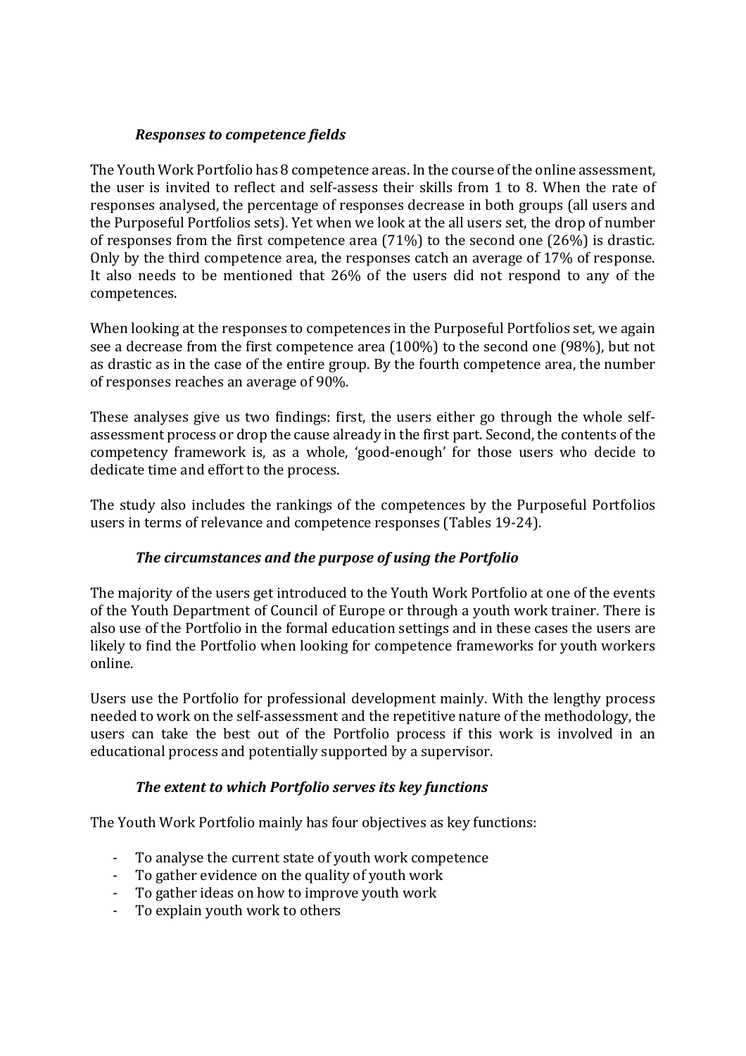### *Responses to competence fields*

The Youth Work Portfolio has 8 competence areas. In the course of the online assessment, the user is invited to reflect and self-assess their skills from 1 to 8. When the rate of responses analysed, the percentage of responses decrease in both groups (all users and the Purposeful Portfolios sets). Yet when we look at the all users set, the drop of number of responses from the first competence area (71%) to the second one (26%) is drastic. Only by the third competence area, the responses catch an average of 17% of response. It also needs to be mentioned that 26% of the users did not respond to any of the competences.

When looking at the responses to competences in the Purposeful Portfolios set, we again see a decrease from the first competence area (100%) to the second one (98%), but not as drastic as in the case of the entire group. By the fourth competence area, the number of responses reaches an average of 90%.

These analyses give us two findings: first, the users either go through the whole self-assessment process or drop the cause already in the first part. Second, the contents of the competency framework is, as a whole, 'good-enough' for those users who decide to dedicate time and effort to the process.

The study also includes the rankings of the competences by the Purposeful Portfolios users in terms of relevance and competence responses (Tables 19-24).

### *The circumstances and the purpose of using the Portfolio*

The majority of the users get introduced to the Youth Work Portfolio at one of the events of the Youth Department of Council of Europe or through a youth work trainer. There is also use of the Portfolio in the formal education settings and in these cases the users are likely to find the Portfolio when looking for competence frameworks for youth workers online.

Users use the Portfolio for professional development mainly. With the lengthy process needed to work on the self-assessment and the repetitive nature of the methodology, the users can take the best out of the Portfolio process if this work is involved in an educational process and potentially supported by a supervisor.

### *The extent to which Portfolio serves its key functions*

The Youth Work Portfolio mainly has four objectives as key functions:

- To analyse the current state of youth work competence
- To gather evidence on the quality of youth work
- To gather ideas on how to improve youth work
- To explain youth work to others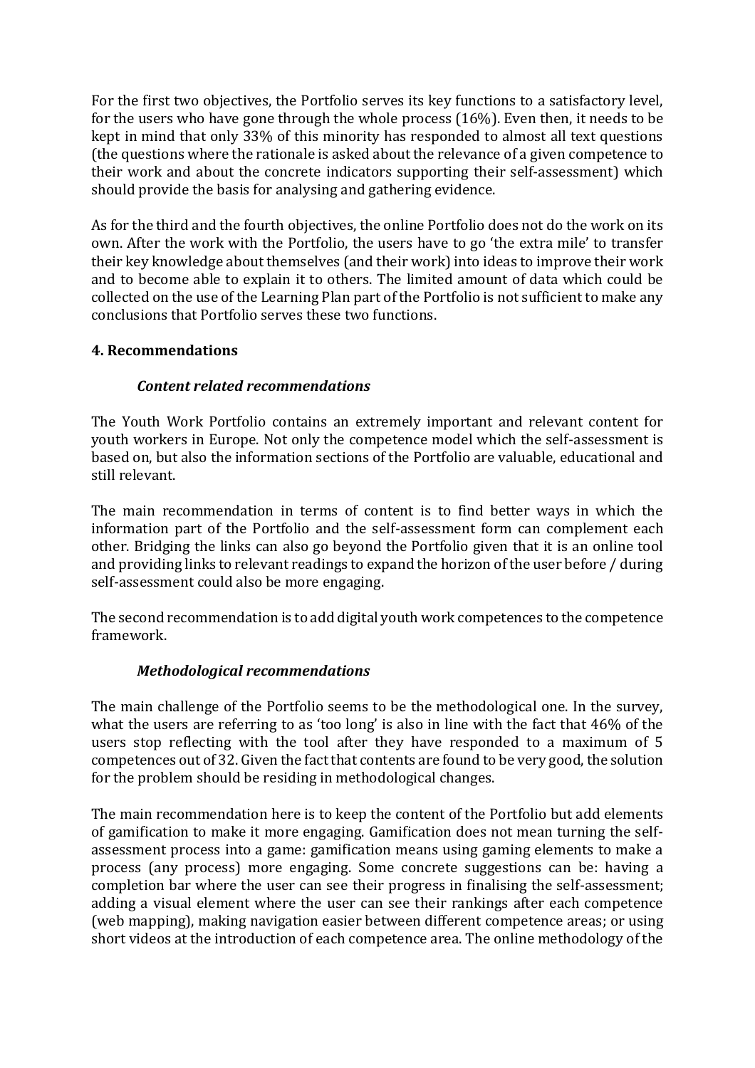For the first two objectives, the Portfolio serves its key functions to a satisfactory level, for the users who have gone through the whole process (16%). Even then, it needs to be kept in mind that only 33% of this minority has responded to almost all text questions (the questions where the rationale is asked about the relevance of a given competence to their work and about the concrete indicators supporting their self-assessment) which should provide the basis for analysing and gathering evidence.

As for the third and the fourth objectives, the online Portfolio does not do the work on its own. After the work with the Portfolio, the users have to go 'the extra mile' to transfer their key knowledge about themselves (and their work) into ideas to improve their work and to become able to explain it to others. The limited amount of data which could be collected on the use of the Learning Plan part of the Portfolio is not sufficient to make any conclusions that Portfolio serves these two functions.

## 4. Recommendations

### *Content related recommendations*

The Youth Work Portfolio contains an extremely important and relevant content for youth workers in Europe. Not only the competence model which the self-assessment is based on, but also the information sections of the Portfolio are valuable, educational and still relevant.

The main recommendation in terms of content is to find better ways in which the information part of the Portfolio and the self-assessment form can complement each other. Bridging the links can also go beyond the Portfolio given that it is an online tool and providing links to relevant readings to expand the horizon of the user before / during self-assessment could also be more engaging.

The second recommendation is to add digital youth work competences to the competence framework.

### *Methodological recommendations*

The main challenge of the Portfolio seems to be the methodological one. In the survey, what the users are referring to as 'too long' is also in line with the fact that 46% of the users stop reflecting with the tool after they have responded to a maximum of 5 competences out of 32. Given the fact that contents are found to be very good, the solution for the problem should be residing in methodological changes.

The main recommendation here is to keep the content of the Portfolio but add elements of gamification to make it more engaging. Gamification does not mean turning the self-assessment process into a game: gamification means using gaming elements to make a process (any process) more engaging. Some concrete suggestions can be: having a completion bar where the user can see their progress in finalising the self-assessment; adding a visual element where the user can see their rankings after each competence (web mapping), making navigation easier between different competence areas; or using short videos at the introduction of each competence area. The online methodology of the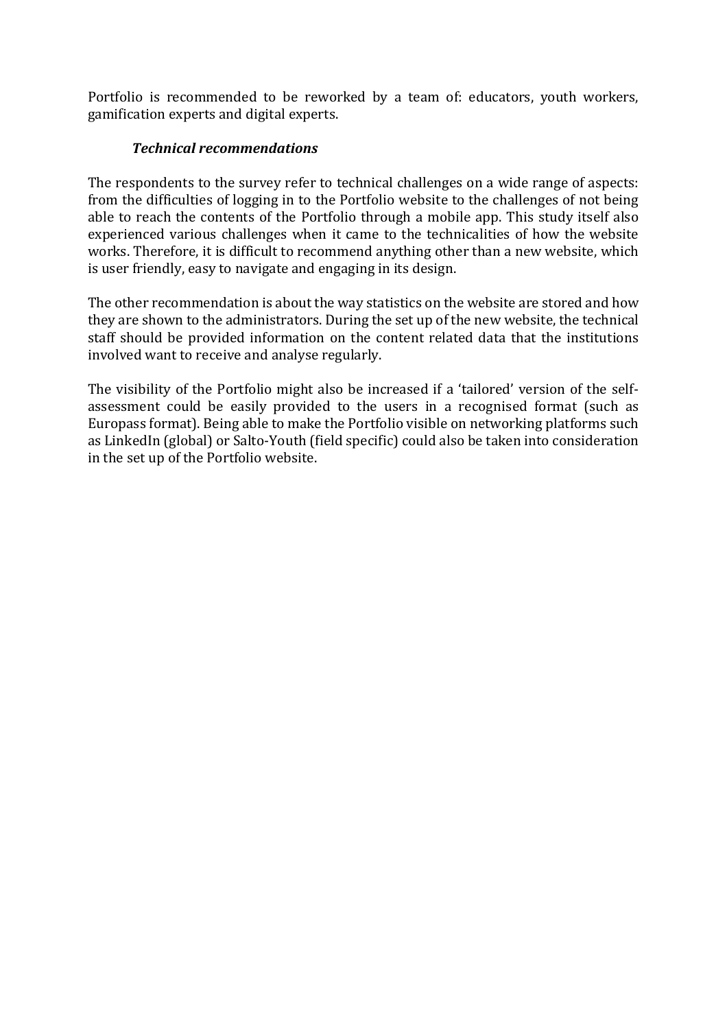Portfolio is recommended to be reworked by a team of: educators, youth workers, gamification experts and digital experts.

### *Technical recommendations*

The respondents to the survey refer to technical challenges on a wide range of aspects: from the difficulties of logging in to the Portfolio website to the challenges of not being able to reach the contents of the Portfolio through a mobile app. This study itself also experienced various challenges when it came to the technicalities of how the website works. Therefore, it is difficult to recommend anything other than a new website, which is user friendly, easy to navigate and engaging in its design.

The other recommendation is about the way statistics on the website are stored and how they are shown to the administrators. During the set up of the new website, the technical staff should be provided information on the content related data that the institutions involved want to receive and analyse regularly.

The visibility of the Portfolio might also be increased if a 'tailored' version of the self-assessment could be easily provided to the users in a recognised format (such as Europass format). Being able to make the Portfolio visible on networking platforms such as LinkedIn (global) or Salto-Youth (field specific) could also be taken into consideration in the set up of the Portfolio website.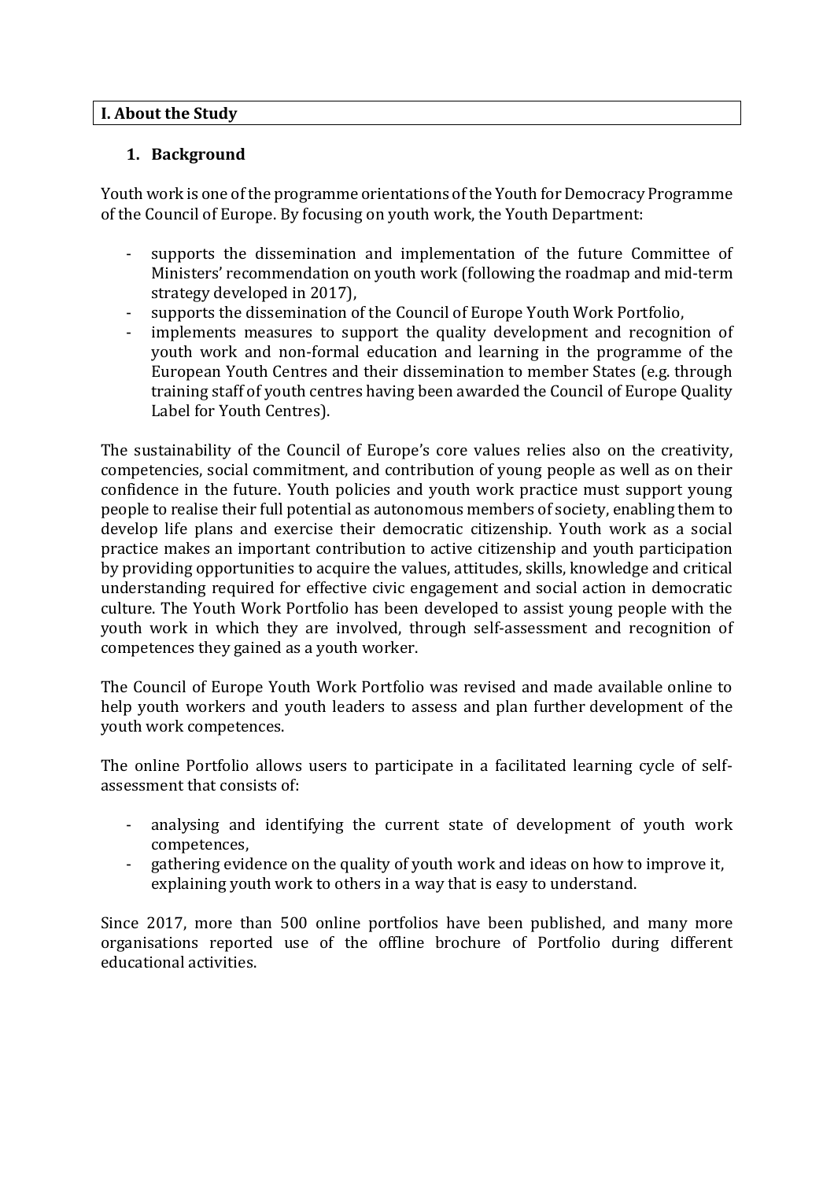## I. About the Study

### 1. Background

Youth work is one of the programme orientations of the Youth for Democracy Programme of the Council of Europe. By focusing on youth work, the Youth Department:

- supports the dissemination and implementation of the future Committee of Ministers' recommendation on youth work (following the roadmap and mid-term strategy developed in 2017),
- supports the dissemination of the Council of Europe Youth Work Portfolio,
- implements measures to support the quality development and recognition of youth work and non-formal education and learning in the programme of the European Youth Centres and their dissemination to member States (e.g. through training staff of youth centres having been awarded the Council of Europe Quality Label for Youth Centres).

The sustainability of the Council of Europe's core values relies also on the creativity, competencies, social commitment, and contribution of young people as well as on their confidence in the future. Youth policies and youth work practice must support young people to realise their full potential as autonomous members of society, enabling them to develop life plans and exercise their democratic citizenship. Youth work as a social practice makes an important contribution to active citizenship and youth participation by providing opportunities to acquire the values, attitudes, skills, knowledge and critical understanding required for effective civic engagement and social action in democratic culture. The Youth Work Portfolio has been developed to assist young people with the youth work in which they are involved, through self-assessment and recognition of competences they gained as a youth worker.

The Council of Europe Youth Work Portfolio was revised and made available online to help youth workers and youth leaders to assess and plan further development of the youth work competences.

The online Portfolio allows users to participate in a facilitated learning cycle of self-assessment that consists of:

- analysing and identifying the current state of development of youth work competences,
- gathering evidence on the quality of youth work and ideas on how to improve it, explaining youth work to others in a way that is easy to understand.

Since 2017, more than 500 online portfolios have been published, and many more organisations reported use of the offline brochure of Portfolio during different educational activities.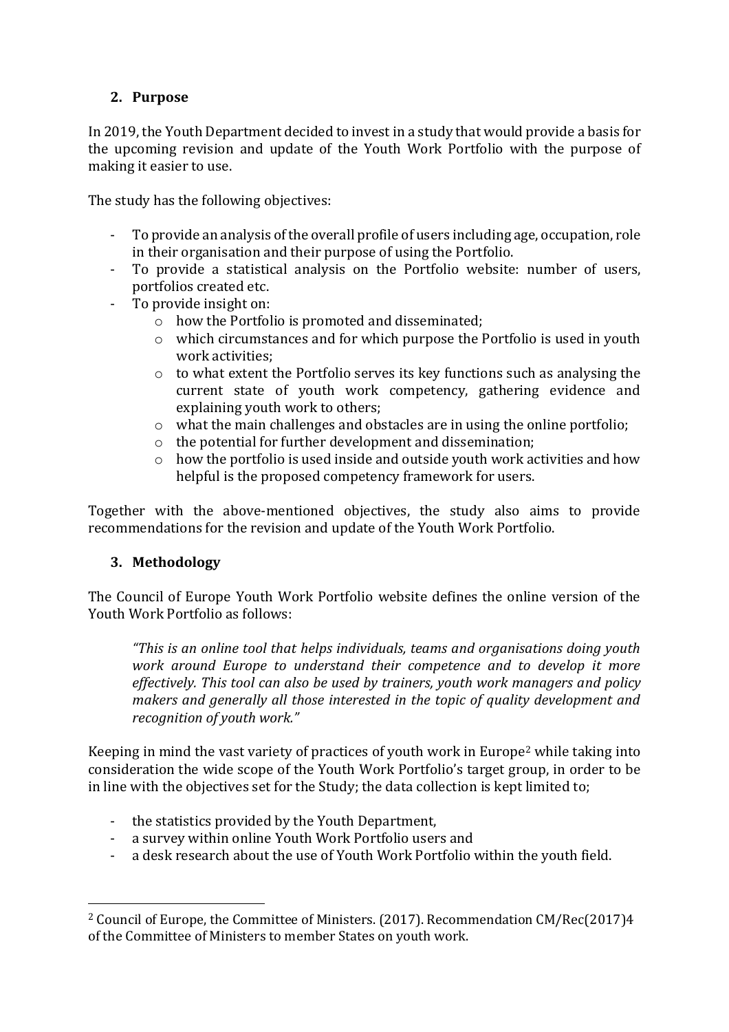## 2. Purpose

In 2019, the Youth Department decided to invest in a study that would provide a basis for the upcoming revision and update of the Youth Work Portfolio with the purpose of making it easier to use.

The study has the following objectives:

- To provide an analysis of the overall profile of users including age, occupation, role in their organisation and their purpose of using the Portfolio.
- To provide a statistical analysis on the Portfolio website: number of users, portfolios created etc.
- To provide insight on:
    - how the Portfolio is promoted and disseminated;
    - which circumstances and for which purpose the Portfolio is used in youth work activities;
    - to what extent the Portfolio serves its key functions such as analysing the current state of youth work competency, gathering evidence and explaining youth work to others;
    - what the main challenges and obstacles are in using the online portfolio;
    - the potential for further development and dissemination;
    - how the portfolio is used inside and outside youth work activities and how helpful is the proposed competency framework for users.

Together with the above-mentioned objectives, the study also aims to provide recommendations for the revision and update of the Youth Work Portfolio.

## 3. Methodology

The Council of Europe Youth Work Portfolio website defines the online version of the Youth Work Portfolio as follows:

> *"This is an online tool that helps individuals, teams and organisations doing youth work around Europe to understand their competence and to develop it more effectively. This tool can also be used by trainers, youth work managers and policy makers and generally all those interested in the topic of quality development and recognition of youth work."*

Keeping in mind the vast variety of practices of youth work in Europe[2] while taking into consideration the wide scope of the Youth Work Portfolio's target group, in order to be in line with the objectives set for the Study; the data collection is kept limited to;

- the statistics provided by the Youth Department,
- a survey within online Youth Work Portfolio users and
- a desk research about the use of Youth Work Portfolio within the youth field.

---

[2] Council of Europe, the Committee of Ministers. (2017). Recommendation CM/Rec(2017)4 of the Committee of Ministers to member States on youth work.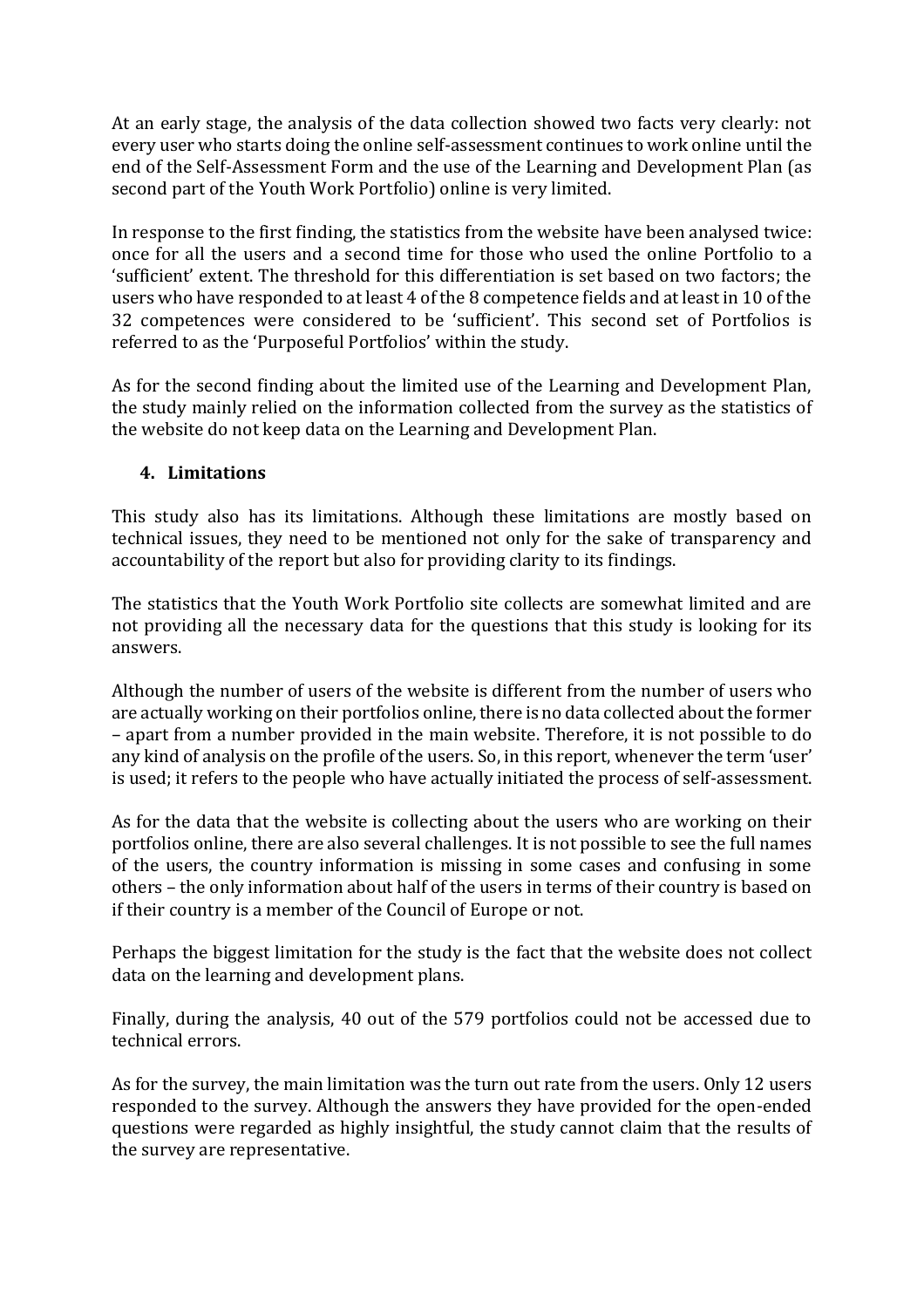At an early stage, the analysis of the data collection showed two facts very clearly: not every user who starts doing the online self-assessment continues to work online until the end of the Self-Assessment Form and the use of the Learning and Development Plan (as second part of the Youth Work Portfolio) online is very limited.

In response to the first finding, the statistics from the website have been analysed twice: once for all the users and a second time for those who used the online Portfolio to a 'sufficient' extent. The threshold for this differentiation is set based on two factors; the users who have responded to at least 4 of the 8 competence fields and at least in 10 of the 32 competences were considered to be 'sufficient'. This second set of Portfolios is referred to as the 'Purposeful Portfolios' within the study.

As for the second finding about the limited use of the Learning and Development Plan, the study mainly relied on the information collected from the survey as the statistics of the website do not keep data on the Learning and Development Plan.

## 4. Limitations

This study also has its limitations. Although these limitations are mostly based on technical issues, they need to be mentioned not only for the sake of transparency and accountability of the report but also for providing clarity to its findings.

The statistics that the Youth Work Portfolio site collects are somewhat limited and are not providing all the necessary data for the questions that this study is looking for its answers.

Although the number of users of the website is different from the number of users who are actually working on their portfolios online, there is no data collected about the former – apart from a number provided in the main website. Therefore, it is not possible to do any kind of analysis on the profile of the users. So, in this report, whenever the term 'user' is used; it refers to the people who have actually initiated the process of self-assessment.

As for the data that the website is collecting about the users who are working on their portfolios online, there are also several challenges. It is not possible to see the full names of the users, the country information is missing in some cases and confusing in some others – the only information about half of the users in terms of their country is based on if their country is a member of the Council of Europe or not.

Perhaps the biggest limitation for the study is the fact that the website does not collect data on the learning and development plans.

Finally, during the analysis, 40 out of the 579 portfolios could not be accessed due to technical errors.

As for the survey, the main limitation was the turn out rate from the users. Only 12 users responded to the survey. Although the answers they have provided for the open-ended questions were regarded as highly insightful, the study cannot claim that the results of the survey are representative.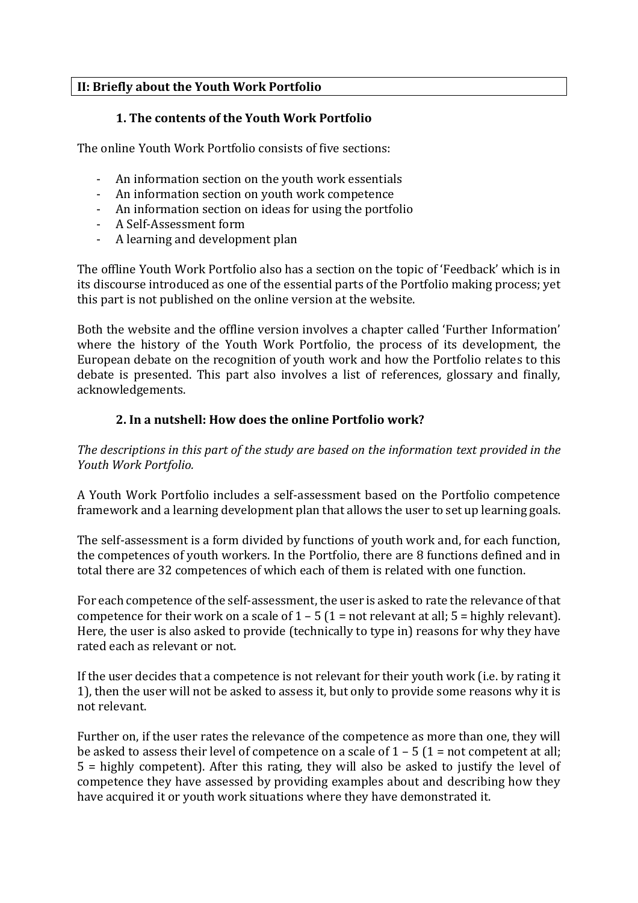## II: Briefly about the Youth Work Portfolio

### 1. The contents of the Youth Work Portfolio

The online Youth Work Portfolio consists of five sections:

- An information section on the youth work essentials
- An information section on youth work competence
- An information section on ideas for using the portfolio
- A Self-Assessment form
- A learning and development plan

The offline Youth Work Portfolio also has a section on the topic of 'Feedback' which is in its discourse introduced as one of the essential parts of the Portfolio making process; yet this part is not published on the online version at the website.

Both the website and the offline version involves a chapter called 'Further Information' where the history of the Youth Work Portfolio, the process of its development, the European debate on the recognition of youth work and how the Portfolio relates to this debate is presented. This part also involves a list of references, glossary and finally, acknowledgements.

### 2. In a nutshell: How does the online Portfolio work?

*The descriptions in this part of the study are based on the information text provided in the Youth Work Portfolio.*

A Youth Work Portfolio includes a self-assessment based on the Portfolio competence framework and a learning development plan that allows the user to set up learning goals.

The self-assessment is a form divided by functions of youth work and, for each function, the competences of youth workers. In the Portfolio, there are 8 functions defined and in total there are 32 competences of which each of them is related with one function.

For each competence of the self-assessment, the user is asked to rate the relevance of that competence for their work on a scale of 1 – 5 (1 = not relevant at all; 5 = highly relevant). Here, the user is also asked to provide (technically to type in) reasons for why they have rated each as relevant or not.

If the user decides that a competence is not relevant for their youth work (i.e. by rating it 1), then the user will not be asked to assess it, but only to provide some reasons why it is not relevant.

Further on, if the user rates the relevance of the competence as more than one, they will be asked to assess their level of competence on a scale of 1 – 5 (1 = not competent at all; 5 = highly competent). After this rating, they will also be asked to justify the level of competence they have assessed by providing examples about and describing how they have acquired it or youth work situations where they have demonstrated it.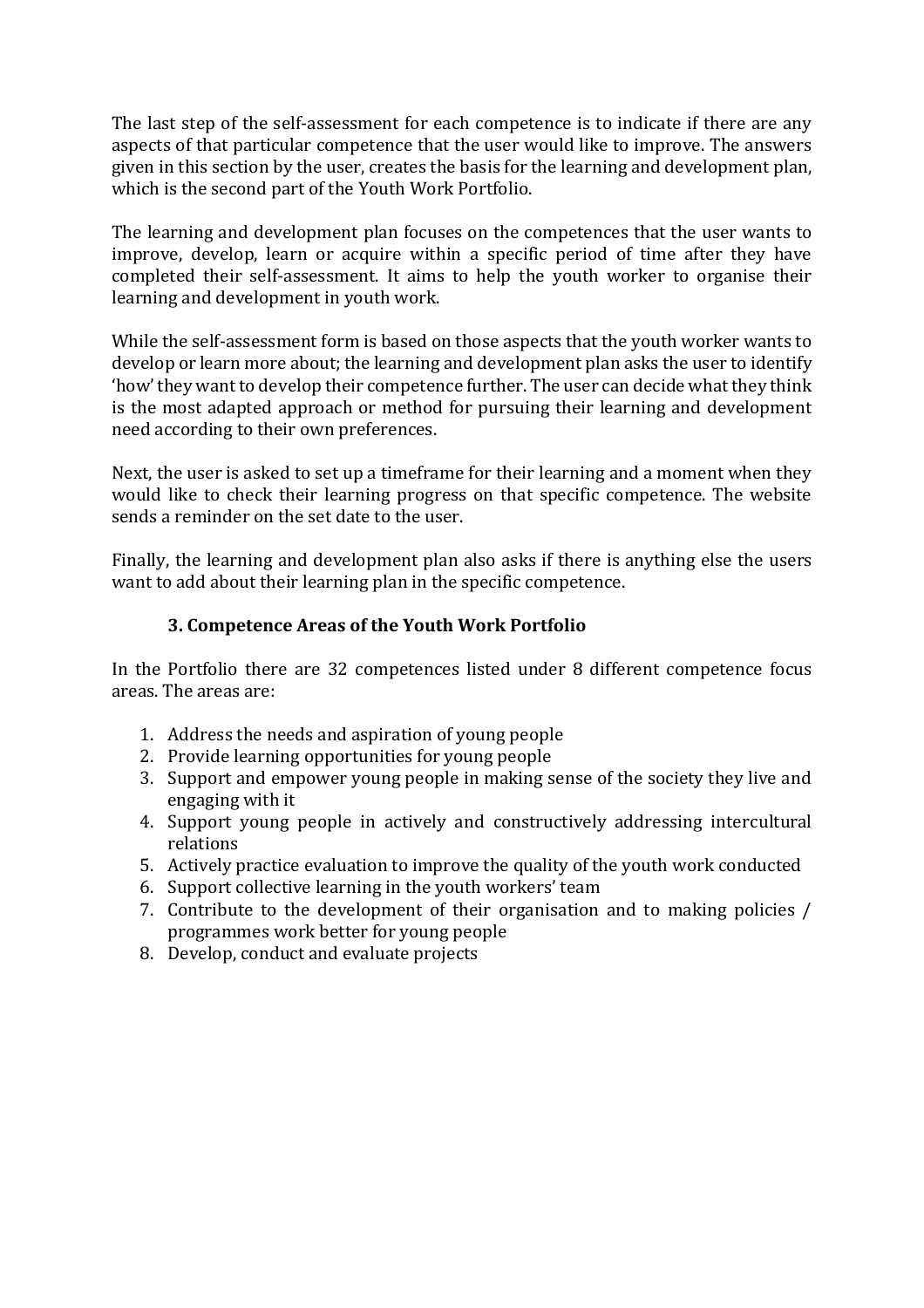The last step of the self-assessment for each competence is to indicate if there are any aspects of that particular competence that the user would like to improve. The answers given in this section by the user, creates the basis for the learning and development plan, which is the second part of the Youth Work Portfolio.

The learning and development plan focuses on the competences that the user wants to improve, develop, learn or acquire within a specific period of time after they have completed their self-assessment. It aims to help the youth worker to organise their learning and development in youth work.

While the self-assessment form is based on those aspects that the youth worker wants to develop or learn more about; the learning and development plan asks the user to identify 'how' they want to develop their competence further. The user can decide what they think is the most adapted approach or method for pursuing their learning and development need according to their own preferences.

Next, the user is asked to set up a timeframe for their learning and a moment when they would like to check their learning progress on that specific competence. The website sends a reminder on the set date to the user.

Finally, the learning and development plan also asks if there is anything else the users want to add about their learning plan in the specific competence.

## 3. Competence Areas of the Youth Work Portfolio

In the Portfolio there are 32 competences listed under 8 different competence focus areas. The areas are:

1. Address the needs and aspiration of young people
2. Provide learning opportunities for young people
3. Support and empower young people in making sense of the society they live and engaging with it
4. Support young people in actively and constructively addressing intercultural relations
5. Actively practice evaluation to improve the quality of the youth work conducted
6. Support collective learning in the youth workers' team
7. Contribute to the development of their organisation and to making policies / programmes work better for young people
8. Develop, conduct and evaluate projects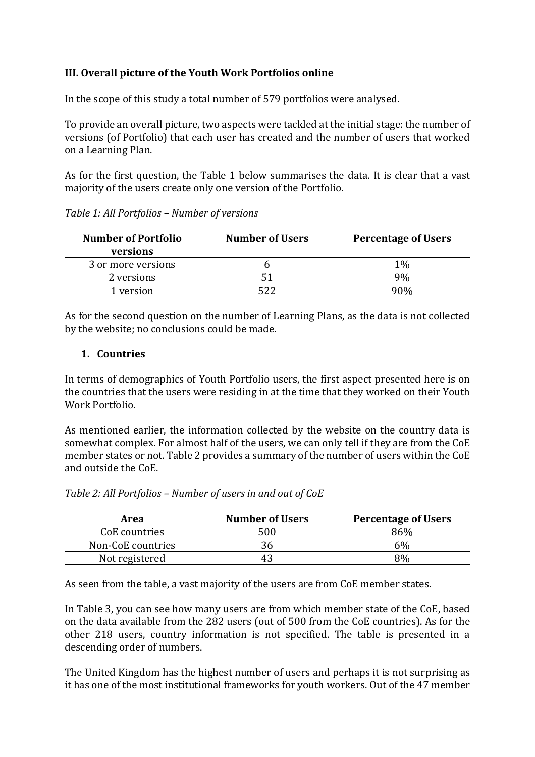## III. Overall picture of the Youth Work Portfolios online

In the scope of this study a total number of 579 portfolios were analysed.

To provide an overall picture, two aspects were tackled at the initial stage: the number of versions (of Portfolio) that each user has created and the number of users that worked on a Learning Plan.

As for the first question, the Table 1 below summarises the data. It is clear that a vast majority of the users create only one version of the Portfolio.

*Table 1: All Portfolios – Number of versions*

| Number of Portfolio versions | Number of Users | Percentage of Users |
|---|---|---|
| 3 or more versions | 6 | 1% |
| 2 versions | 51 | 9% |
| 1 version | 522 | 90% |

As for the second question on the number of Learning Plans, as the data is not collected by the website; no conclusions could be made.

### 1. Countries

In terms of demographics of Youth Portfolio users, the first aspect presented here is on the countries that the users were residing in at the time that they worked on their Youth Work Portfolio.

As mentioned earlier, the information collected by the website on the country data is somewhat complex. For almost half of the users, we can only tell if they are from the CoE member states or not. Table 2 provides a summary of the number of users within the CoE and outside the CoE.

*Table 2: All Portfolios – Number of users in and out of CoE*

| Area | Number of Users | Percentage of Users |
|---|---|---|
| CoE countries | 500 | 86% |
| Non-CoE countries | 36 | 6% |
| Not registered | 43 | 8% |

As seen from the table, a vast majority of the users are from CoE member states.

In Table 3, you can see how many users are from which member state of the CoE, based on the data available from the 282 users (out of 500 from the CoE countries). As for the other 218 users, country information is not specified. The table is presented in a descending order of numbers.

The United Kingdom has the highest number of users and perhaps it is not surprising as it has one of the most institutional frameworks for youth workers. Out of the 47 member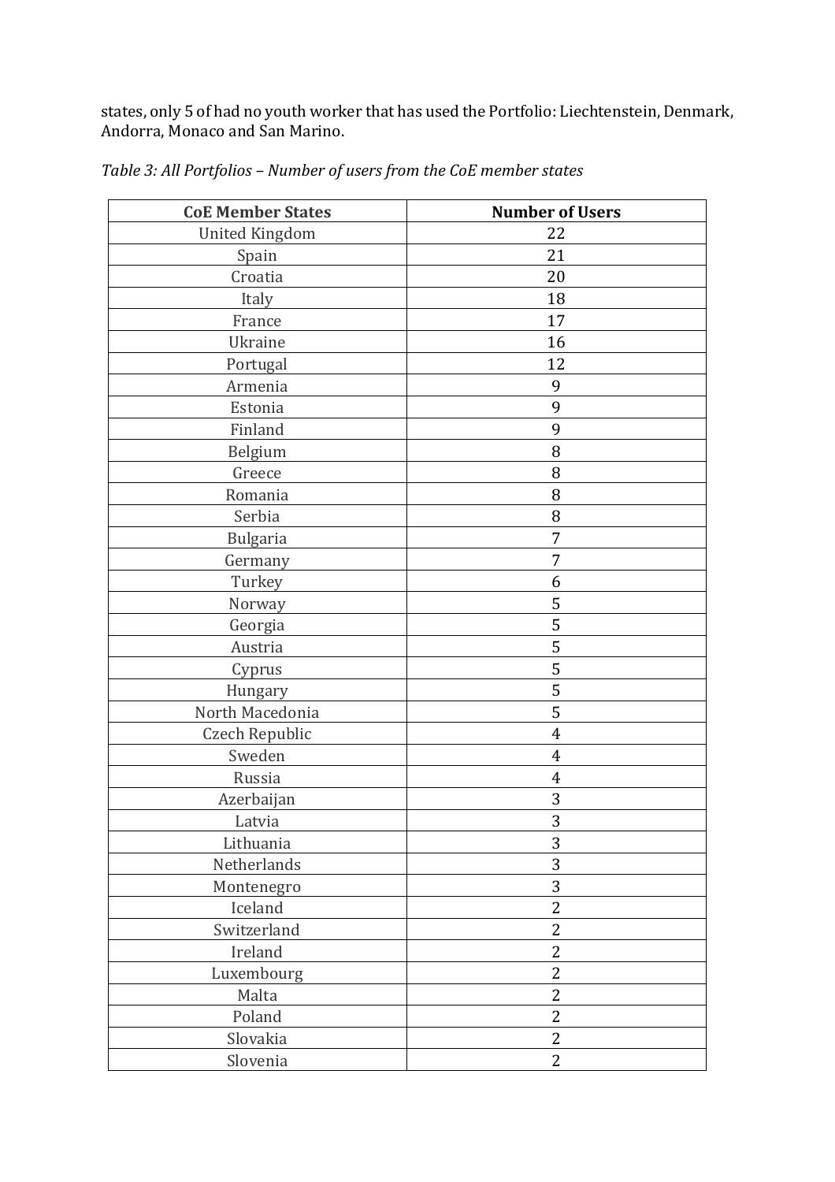states, only 5 of had no youth worker that has used the Portfolio: Liechtenstein, Denmark, Andorra, Monaco and San Marino.

*Table 3: All Portfolios – Number of users from the CoE member states*

| CoE Member States | Number of Users |
|---|---|
| United Kingdom | 22 |
| Spain | 21 |
| Croatia | 20 |
| Italy | 18 |
| France | 17 |
| Ukraine | 16 |
| Portugal | 12 |
| Armenia | 9 |
| Estonia | 9 |
| Finland | 9 |
| Belgium | 8 |
| Greece | 8 |
| Romania | 8 |
| Serbia | 8 |
| Bulgaria | 7 |
| Germany | 7 |
| Turkey | 6 |
| Norway | 5 |
| Georgia | 5 |
| Austria | 5 |
| Cyprus | 5 |
| Hungary | 5 |
| North Macedonia | 5 |
| Czech Republic | 4 |
| Sweden | 4 |
| Russia | 4 |
| Azerbaijan | 3 |
| Latvia | 3 |
| Lithuania | 3 |
| Netherlands | 3 |
| Montenegro | 3 |
| Iceland | 2 |
| Switzerland | 2 |
| Ireland | 2 |
| Luxembourg | 2 |
| Malta | 2 |
| Poland | 2 |
| Slovakia | 2 |
| Slovenia | 2 |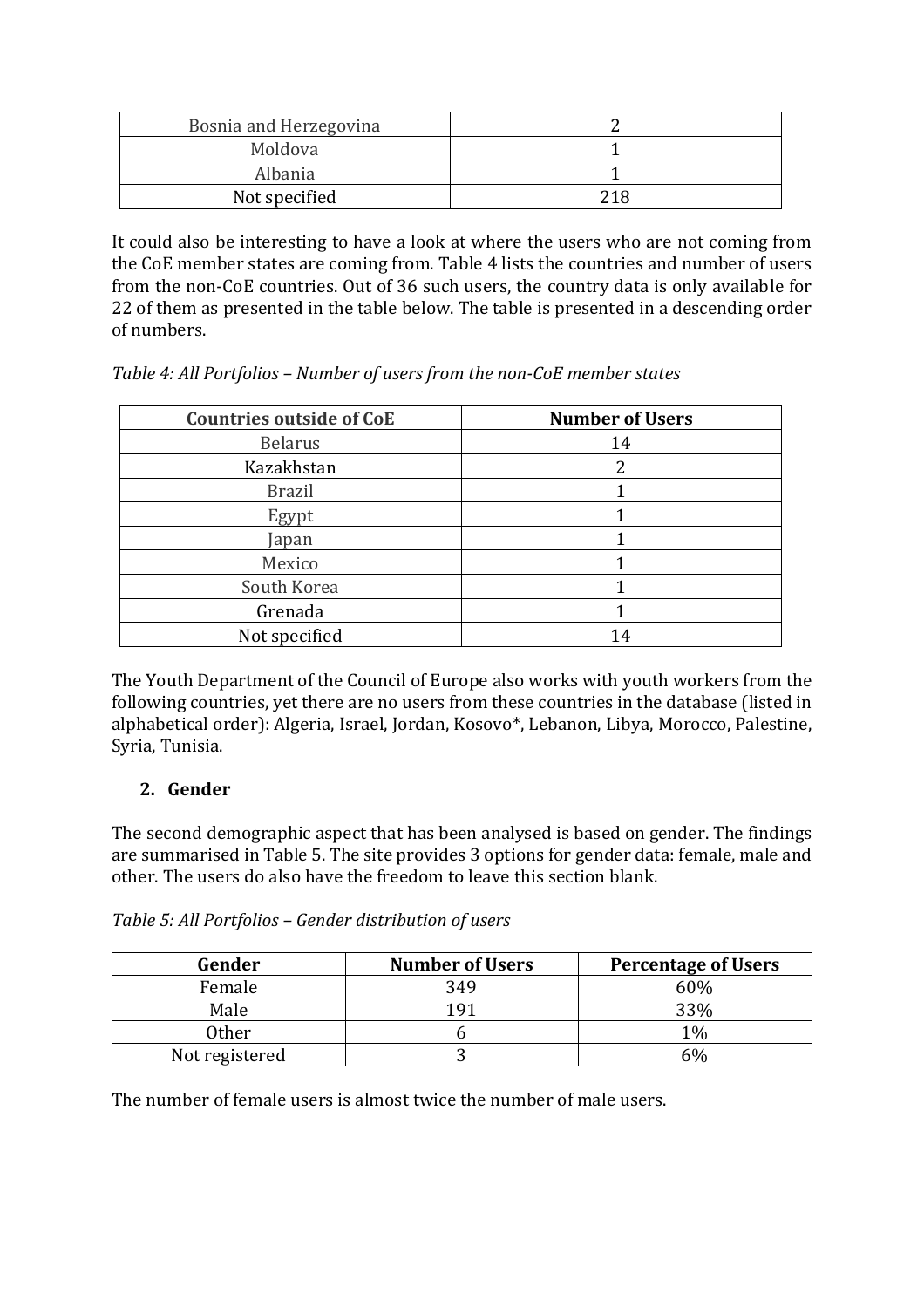| Bosnia and Herzegovina | 2 |
| --- | --- |
| Moldova | 1 |
| Albania | 1 |
| Not specified | 218 |

It could also be interesting to have a look at where the users who are not coming from the CoE member states are coming from. Table 4 lists the countries and number of users from the non-CoE countries. Out of 36 such users, the country data is only available for 22 of them as presented in the table below. The table is presented in a descending order of numbers.

*Table 4: All Portfolios – Number of users from the non-CoE member states*

| Countries outside of CoE | Number of Users |
| --- | --- |
| Belarus | 14 |
| Kazakhstan | 2 |
| Brazil | 1 |
| Egypt | 1 |
| Japan | 1 |
| Mexico | 1 |
| South Korea | 1 |
| Grenada | 1 |
| Not specified | 14 |

The Youth Department of the Council of Europe also works with youth workers from the following countries, yet there are no users from these countries in the database (listed in alphabetical order): Algeria, Israel, Jordan, Kosovo*, Lebanon, Libya, Morocco, Palestine, Syria, Tunisia.

## 2. Gender

The second demographic aspect that has been analysed is based on gender. The findings are summarised in Table 5. The site provides 3 options for gender data: female, male and other. The users do also have the freedom to leave this section blank.

*Table 5: All Portfolios – Gender distribution of users*

| Gender | Number of Users | Percentage of Users |
| --- | --- | --- |
| Female | 349 | 60% |
| Male | 191 | 33% |
| Other | 6 | 1% |
| Not registered | 3 | 6% |

The number of female users is almost twice the number of male users.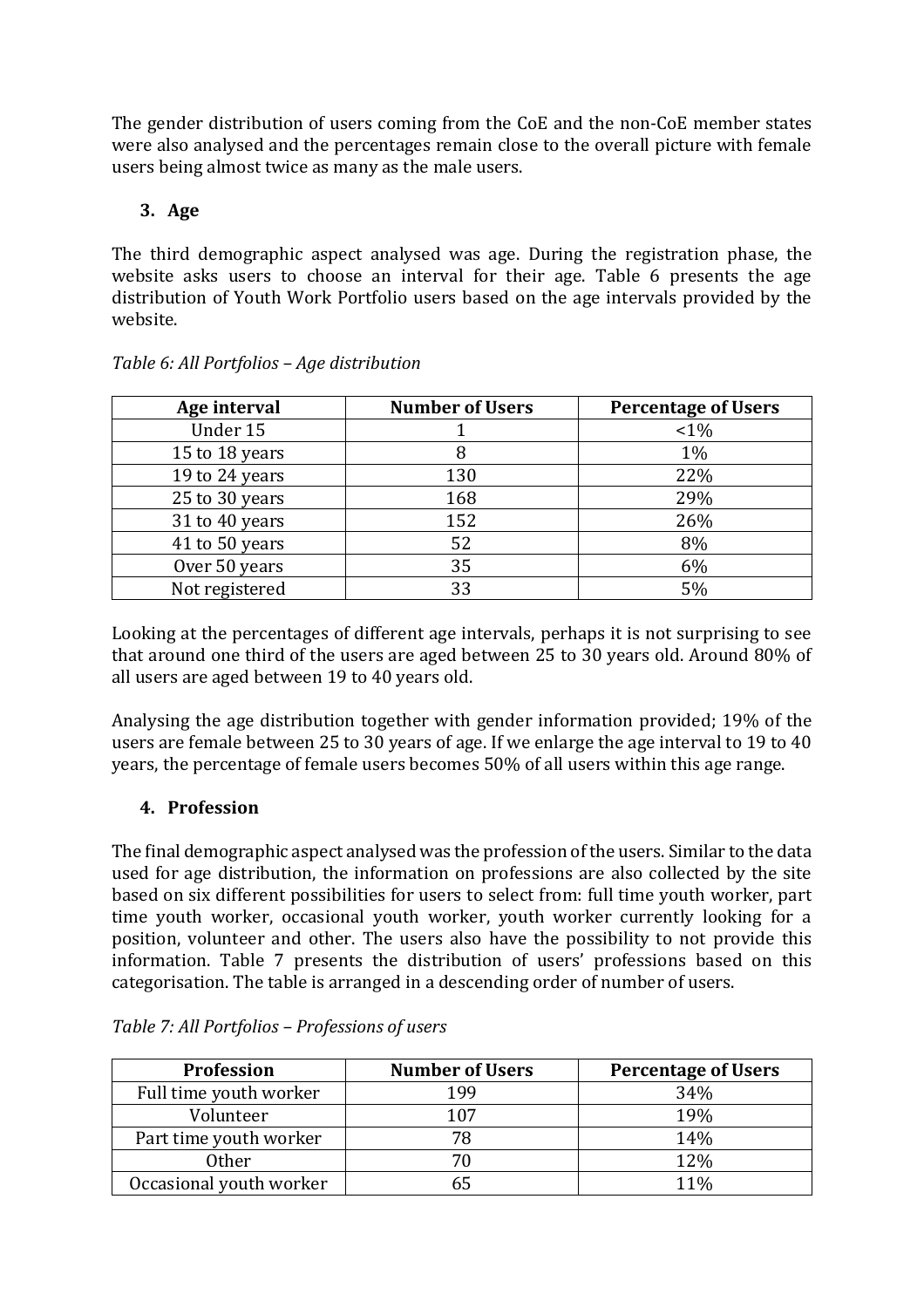The gender distribution of users coming from the CoE and the non-CoE member states were also analysed and the percentages remain close to the overall picture with female users being almost twice as many as the male users.

### 3. Age

The third demographic aspect analysed was age. During the registration phase, the website asks users to choose an interval for their age. Table 6 presents the age distribution of Youth Work Portfolio users based on the age intervals provided by the website.

*Table 6: All Portfolios – Age distribution*

| Age interval | Number of Users | Percentage of Users |
|---|---|---|
| Under 15 | 1 | <1% |
| 15 to 18 years | 8 | 1% |
| 19 to 24 years | 130 | 22% |
| 25 to 30 years | 168 | 29% |
| 31 to 40 years | 152 | 26% |
| 41 to 50 years | 52 | 8% |
| Over 50 years | 35 | 6% |
| Not registered | 33 | 5% |

Looking at the percentages of different age intervals, perhaps it is not surprising to see that around one third of the users are aged between 25 to 30 years old. Around 80% of all users are aged between 19 to 40 years old.

Analysing the age distribution together with gender information provided; 19% of the users are female between 25 to 30 years of age. If we enlarge the age interval to 19 to 40 years, the percentage of female users becomes 50% of all users within this age range.

### 4. Profession

The final demographic aspect analysed was the profession of the users. Similar to the data used for age distribution, the information on professions are also collected by the site based on six different possibilities for users to select from: full time youth worker, part time youth worker, occasional youth worker, youth worker currently looking for a position, volunteer and other. The users also have the possibility to not provide this information. Table 7 presents the distribution of users' professions based on this categorisation. The table is arranged in a descending order of number of users.

*Table 7: All Portfolios – Professions of users*

| Profession | Number of Users | Percentage of Users |
|---|---|---|
| Full time youth worker | 199 | 34% |
| Volunteer | 107 | 19% |
| Part time youth worker | 78 | 14% |
| Other | 70 | 12% |
| Occasional youth worker | 65 | 11% |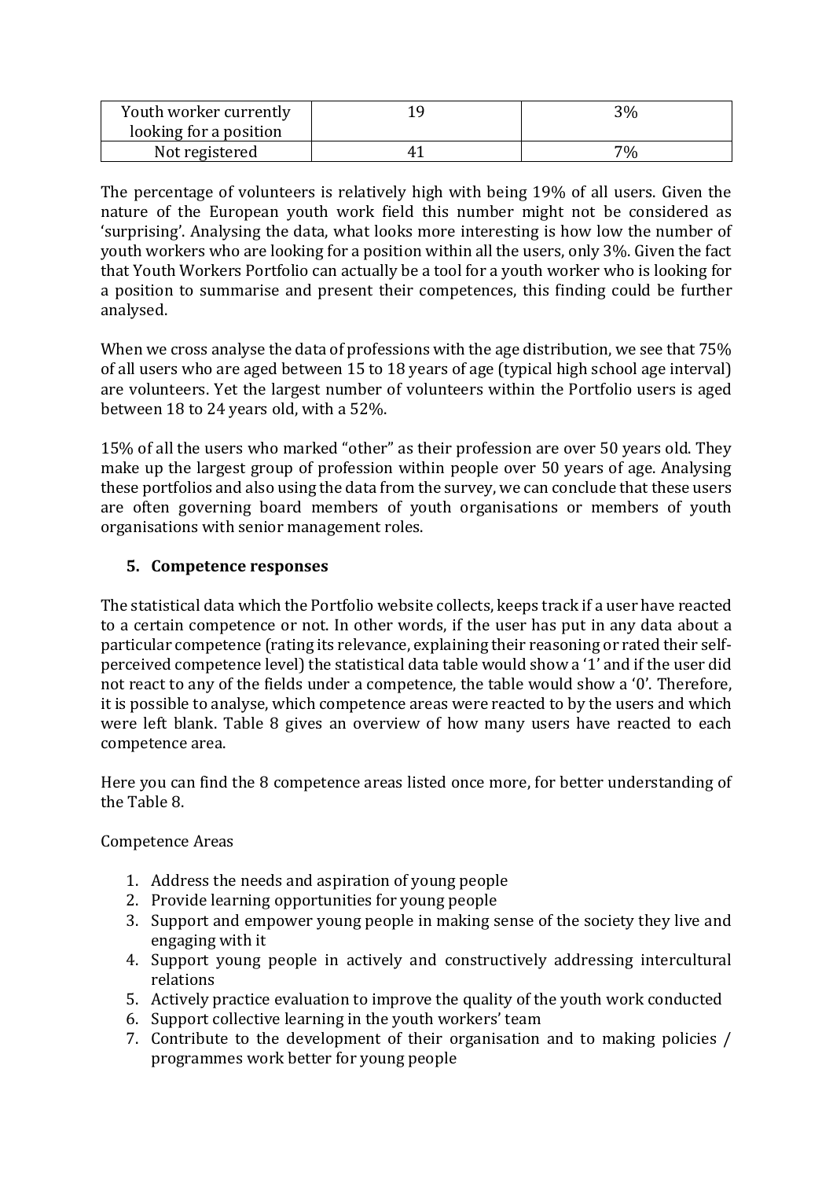| Youth worker currently looking for a position | 19 | 3% |
|---|---|---|
| Not registered | 41 | 7% |

The percentage of volunteers is relatively high with being 19% of all users. Given the nature of the European youth work field this number might not be considered as 'surprising'. Analysing the data, what looks more interesting is how low the number of youth workers who are looking for a position within all the users, only 3%. Given the fact that Youth Workers Portfolio can actually be a tool for a youth worker who is looking for a position to summarise and present their competences, this finding could be further analysed.

When we cross analyse the data of professions with the age distribution, we see that 75% of all users who are aged between 15 to 18 years of age (typical high school age interval) are volunteers. Yet the largest number of volunteers within the Portfolio users is aged between 18 to 24 years old, with a 52%.

15% of all the users who marked "other" as their profession are over 50 years old. They make up the largest group of profession within people over 50 years of age. Analysing these portfolios and also using the data from the survey, we can conclude that these users are often governing board members of youth organisations or members of youth organisations with senior management roles.

## 5. Competence responses

The statistical data which the Portfolio website collects, keeps track if a user have reacted to a certain competence or not. In other words, if the user has put in any data about a particular competence (rating its relevance, explaining their reasoning or rated their self-perceived competence level) the statistical data table would show a '1' and if the user did not react to any of the fields under a competence, the table would show a '0'. Therefore, it is possible to analyse, which competence areas were reacted to by the users and which were left blank. Table 8 gives an overview of how many users have reacted to each competence area.

Here you can find the 8 competence areas listed once more, for better understanding of the Table 8.

Competence Areas

1. Address the needs and aspiration of young people
2. Provide learning opportunities for young people
3. Support and empower young people in making sense of the society they live and engaging with it
4. Support young people in actively and constructively addressing intercultural relations
5. Actively practice evaluation to improve the quality of the youth work conducted
6. Support collective learning in the youth workers' team
7. Contribute to the development of their organisation and to making policies / programmes work better for young people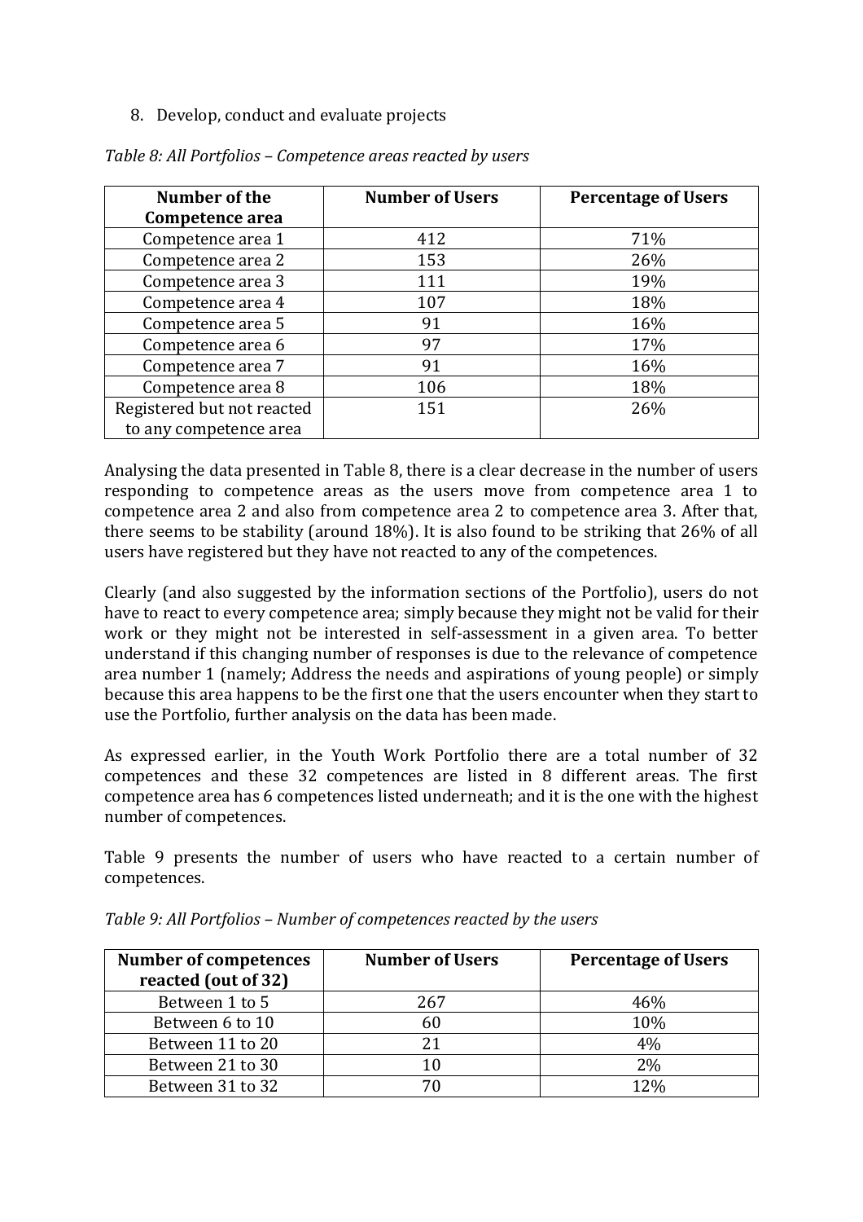8. Develop, conduct and evaluate projects

*Table 8: All Portfolios – Competence areas reacted by users*

| Number of the Competence area | Number of Users | Percentage of Users |
|---|---|---|
| Competence area 1 | 412 | 71% |
| Competence area 2 | 153 | 26% |
| Competence area 3 | 111 | 19% |
| Competence area 4 | 107 | 18% |
| Competence area 5 | 91 | 16% |
| Competence area 6 | 97 | 17% |
| Competence area 7 | 91 | 16% |
| Competence area 8 | 106 | 18% |
| Registered but not reacted to any competence area | 151 | 26% |

Analysing the data presented in Table 8, there is a clear decrease in the number of users responding to competence areas as the users move from competence area 1 to competence area 2 and also from competence area 2 to competence area 3. After that, there seems to be stability (around 18%). It is also found to be striking that 26% of all users have registered but they have not reacted to any of the competences.

Clearly (and also suggested by the information sections of the Portfolio), users do not have to react to every competence area; simply because they might not be valid for their work or they might not be interested in self-assessment in a given area. To better understand if this changing number of responses is due to the relevance of competence area number 1 (namely; Address the needs and aspirations of young people) or simply because this area happens to be the first one that the users encounter when they start to use the Portfolio, further analysis on the data has been made.

As expressed earlier, in the Youth Work Portfolio there are a total number of 32 competences and these 32 competences are listed in 8 different areas. The first competence area has 6 competences listed underneath; and it is the one with the highest number of competences.

Table 9 presents the number of users who have reacted to a certain number of competences.

*Table 9: All Portfolios – Number of competences reacted by the users*

| Number of competences reacted (out of 32) | Number of Users | Percentage of Users |
|---|---|---|
| Between 1 to 5 | 267 | 46% |
| Between 6 to 10 | 60 | 10% |
| Between 11 to 20 | 21 | 4% |
| Between 21 to 30 | 10 | 2% |
| Between 31 to 32 | 70 | 12% |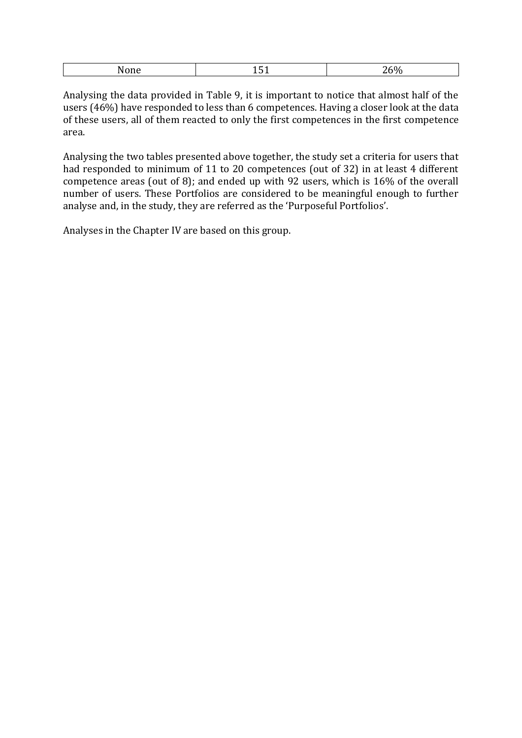| None | 151 | 26% |
|---|---|---|

Analysing the data provided in Table 9, it is important to notice that almost half of the users (46%) have responded to less than 6 competences. Having a closer look at the data of these users, all of them reacted to only the first competences in the first competence area.

Analysing the two tables presented above together, the study set a criteria for users that had responded to minimum of 11 to 20 competences (out of 32) in at least 4 different competence areas (out of 8); and ended up with 92 users, which is 16% of the overall number of users. These Portfolios are considered to be meaningful enough to further analyse and, in the study, they are referred as the 'Purposeful Portfolios'.

Analyses in the Chapter IV are based on this group.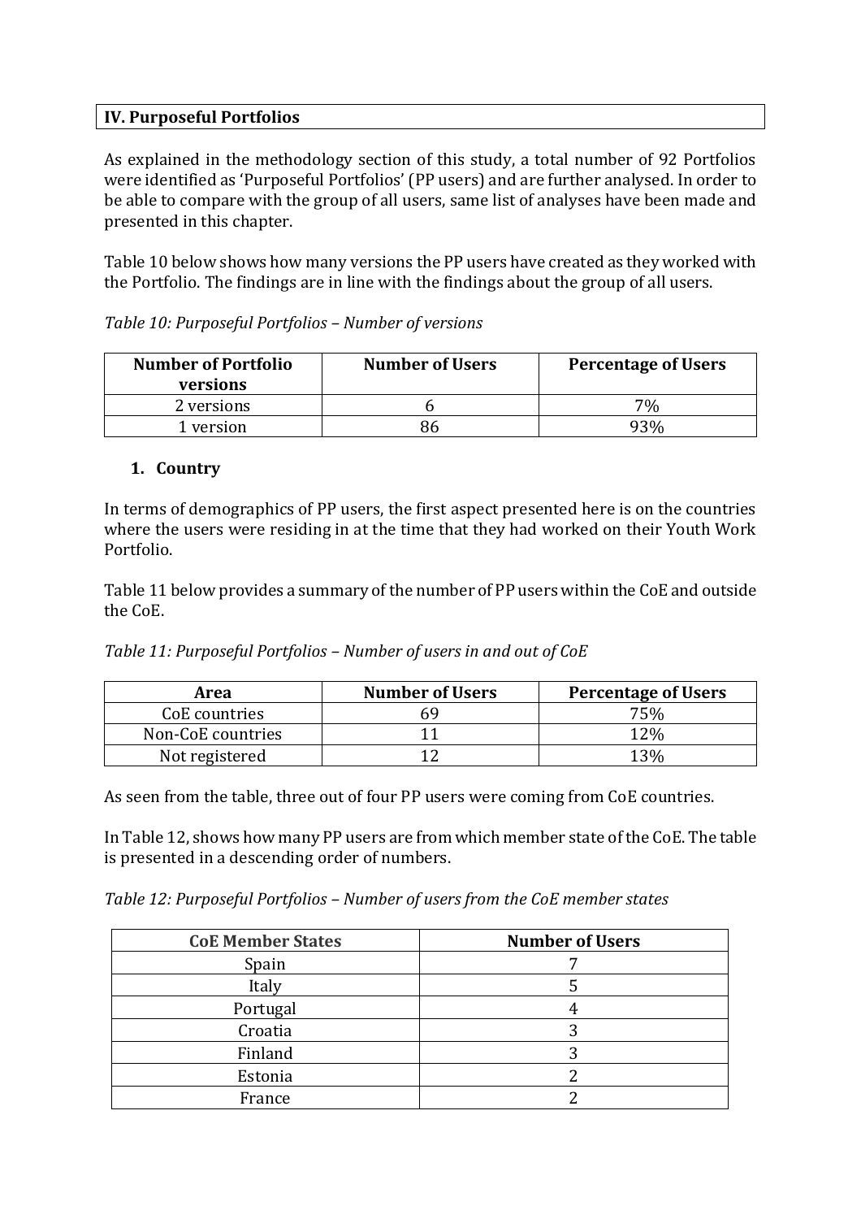## IV. Purposeful Portfolios

As explained in the methodology section of this study, a total number of 92 Portfolios were identified as 'Purposeful Portfolios' (PP users) and are further analysed. In order to be able to compare with the group of all users, same list of analyses have been made and presented in this chapter.

Table 10 below shows how many versions the PP users have created as they worked with the Portfolio. The findings are in line with the findings about the group of all users.

*Table 10: Purposeful Portfolios – Number of versions*

| Number of Portfolio versions | Number of Users | Percentage of Users |
|---|---|---|
| 2 versions | 6 | 7% |
| 1 version | 86 | 93% |

### 1. Country

In terms of demographics of PP users, the first aspect presented here is on the countries where the users were residing in at the time that they had worked on their Youth Work Portfolio.

Table 11 below provides a summary of the number of PP users within the CoE and outside the CoE.

*Table 11: Purposeful Portfolios – Number of users in and out of CoE*

| Area | Number of Users | Percentage of Users |
|---|---|---|
| CoE countries | 69 | 75% |
| Non-CoE countries | 11 | 12% |
| Not registered | 12 | 13% |

As seen from the table, three out of four PP users were coming from CoE countries.

In Table 12, shows how many PP users are from which member state of the CoE. The table is presented in a descending order of numbers.

*Table 12: Purposeful Portfolios – Number of users from the CoE member states*

| CoE Member States | Number of Users |
|---|---|
| Spain | 7 |
| Italy | 5 |
| Portugal | 4 |
| Croatia | 3 |
| Finland | 3 |
| Estonia | 2 |
| France | 2 |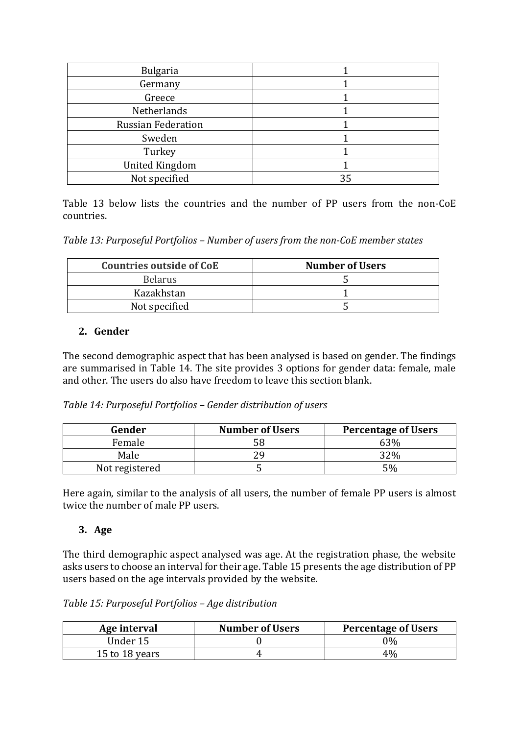| Bulgaria | 1 |
| --- | --- |
| Germany | 1 |
| Greece | 1 |
| Netherlands | 1 |
| Russian Federation | 1 |
| Sweden | 1 |
| Turkey | 1 |
| United Kingdom | 1 |
| Not specified | 35 |

Table 13 below lists the countries and the number of PP users from the non-CoE countries.

*Table 13: Purposeful Portfolios – Number of users from the non-CoE member states*

| Countries outside of CoE | Number of Users |
| --- | --- |
| Belarus | 5 |
| Kazakhstan | 1 |
| Not specified | 5 |

### 2. Gender

The second demographic aspect that has been analysed is based on gender. The findings are summarised in Table 14. The site provides 3 options for gender data: female, male and other. The users do also have freedom to leave this section blank.

*Table 14: Purposeful Portfolios – Gender distribution of users*

| Gender | Number of Users | Percentage of Users |
| --- | --- | --- |
| Female | 58 | 63% |
| Male | 29 | 32% |
| Not registered | 5 | 5% |

Here again, similar to the analysis of all users, the number of female PP users is almost twice the number of male PP users.

### 3. Age

The third demographic aspect analysed was age. At the registration phase, the website asks users to choose an interval for their age. Table 15 presents the age distribution of PP users based on the age intervals provided by the website.

*Table 15: Purposeful Portfolios – Age distribution*

| Age interval | Number of Users | Percentage of Users |
| --- | --- | --- |
| Under 15 | 0 | 0% |
| 15 to 18 years | 4 | 4% |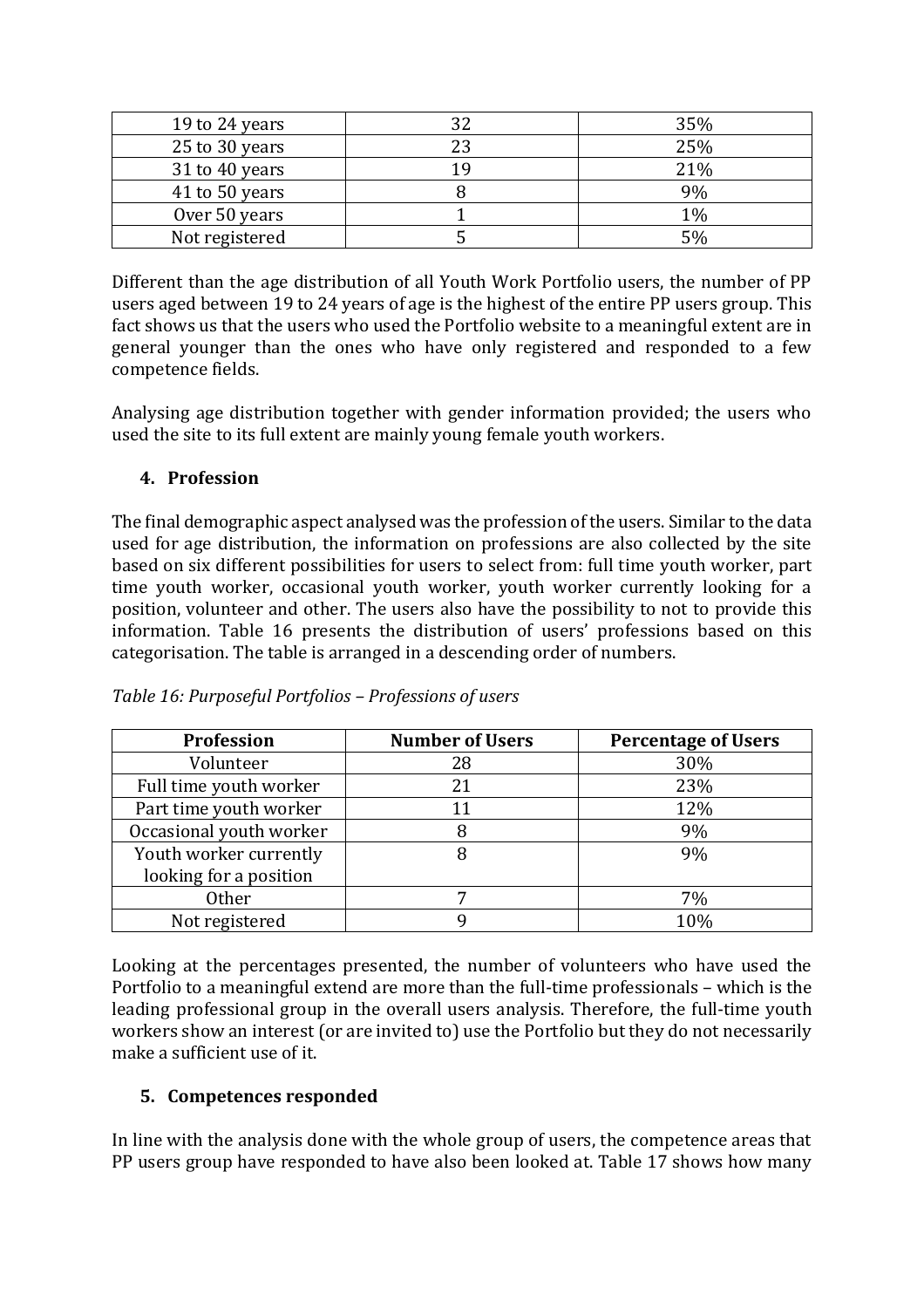| 19 to 24 years | 32 | 35% |
|---|---|---|
| 25 to 30 years | 23 | 25% |
| 31 to 40 years | 19 | 21% |
| 41 to 50 years | 8 | 9% |
| Over 50 years | 1 | 1% |
| Not registered | 5 | 5% |

Different than the age distribution of all Youth Work Portfolio users, the number of PP users aged between 19 to 24 years of age is the highest of the entire PP users group. This fact shows us that the users who used the Portfolio website to a meaningful extent are in general younger than the ones who have only registered and responded to a few competence fields.

Analysing age distribution together with gender information provided; the users who used the site to its full extent are mainly young female youth workers.

## 4. Profession

The final demographic aspect analysed was the profession of the users. Similar to the data used for age distribution, the information on professions are also collected by the site based on six different possibilities for users to select from: full time youth worker, part time youth worker, occasional youth worker, youth worker currently looking for a position, volunteer and other. The users also have the possibility to not to provide this information. Table 16 presents the distribution of users' professions based on this categorisation. The table is arranged in a descending order of numbers.

*Table 16: Purposeful Portfolios – Professions of users*

| Profession | Number of Users | Percentage of Users |
|---|---|---|
| Volunteer | 28 | 30% |
| Full time youth worker | 21 | 23% |
| Part time youth worker | 11 | 12% |
| Occasional youth worker | 8 | 9% |
| Youth worker currently looking for a position | 8 | 9% |
| Other | 7 | 7% |
| Not registered | 9 | 10% |

Looking at the percentages presented, the number of volunteers who have used the Portfolio to a meaningful extend are more than the full-time professionals – which is the leading professional group in the overall users analysis. Therefore, the full-time youth workers show an interest (or are invited to) use the Portfolio but they do not necessarily make a sufficient use of it.

## 5. Competences responded

In line with the analysis done with the whole group of users, the competence areas that PP users group have responded to have also been looked at. Table 17 shows how many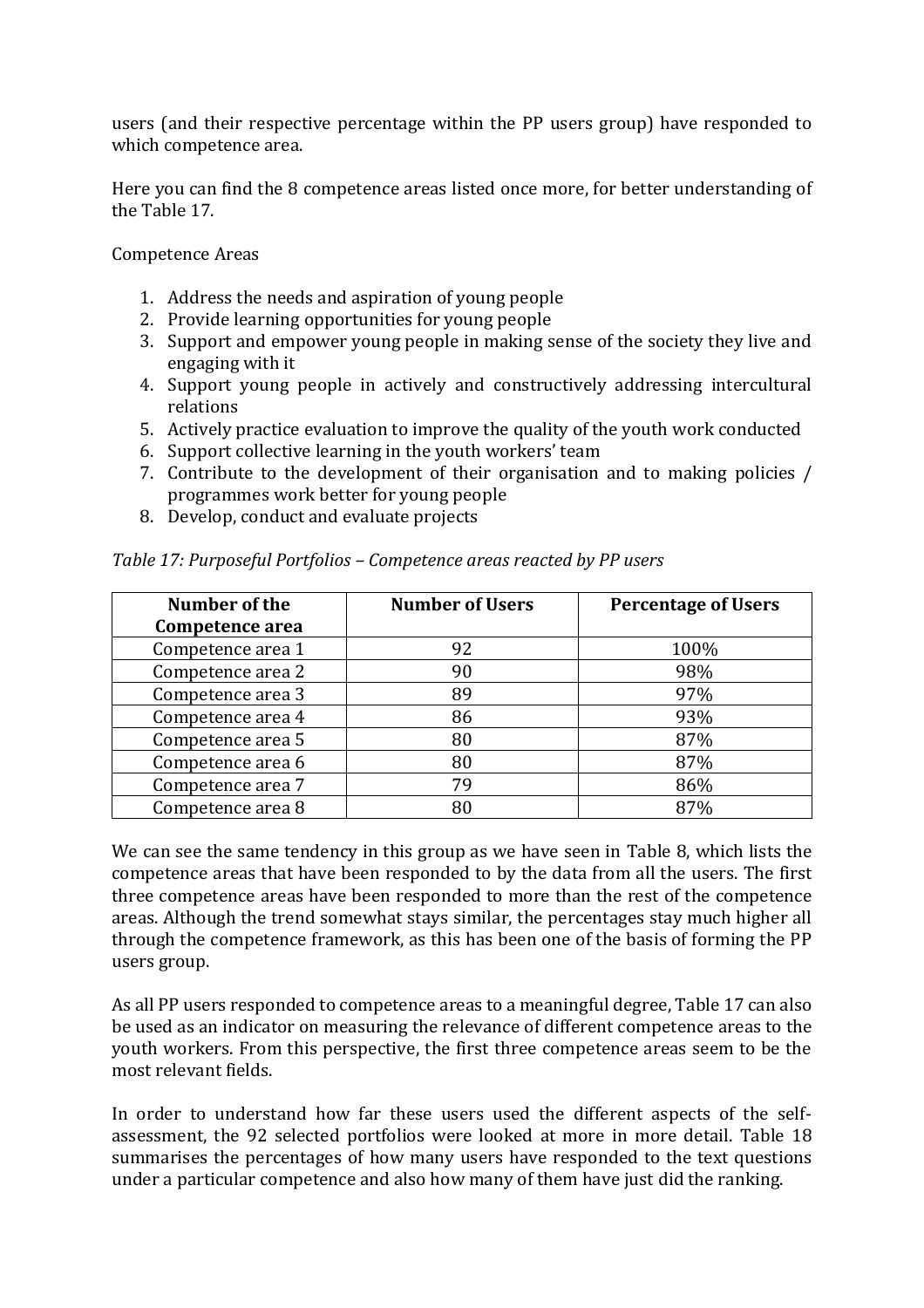users (and their respective percentage within the PP users group) have responded to which competence area.

Here you can find the 8 competence areas listed once more, for better understanding of the Table 17.

Competence Areas

1. Address the needs and aspiration of young people
2. Provide learning opportunities for young people
3. Support and empower young people in making sense of the society they live and engaging with it
4. Support young people in actively and constructively addressing intercultural relations
5. Actively practice evaluation to improve the quality of the youth work conducted
6. Support collective learning in the youth workers' team
7. Contribute to the development of their organisation and to making policies / programmes work better for young people
8. Develop, conduct and evaluate projects

*Table 17: Purposeful Portfolios – Competence areas reacted by PP users*

| Number of the Competence area | Number of Users | Percentage of Users |
|---|---|---|
| Competence area 1 | 92 | 100% |
| Competence area 2 | 90 | 98% |
| Competence area 3 | 89 | 97% |
| Competence area 4 | 86 | 93% |
| Competence area 5 | 80 | 87% |
| Competence area 6 | 80 | 87% |
| Competence area 7 | 79 | 86% |
| Competence area 8 | 80 | 87% |

We can see the same tendency in this group as we have seen in Table 8, which lists the competence areas that have been responded to by the data from all the users. The first three competence areas have been responded to more than the rest of the competence areas. Although the trend somewhat stays similar, the percentages stay much higher all through the competence framework, as this has been one of the basis of forming the PP users group.

As all PP users responded to competence areas to a meaningful degree, Table 17 can also be used as an indicator on measuring the relevance of different competence areas to the youth workers. From this perspective, the first three competence areas seem to be the most relevant fields.

In order to understand how far these users used the different aspects of the self-assessment, the 92 selected portfolios were looked at more in more detail. Table 18 summarises the percentages of how many users have responded to the text questions under a particular competence and also how many of them have just did the ranking.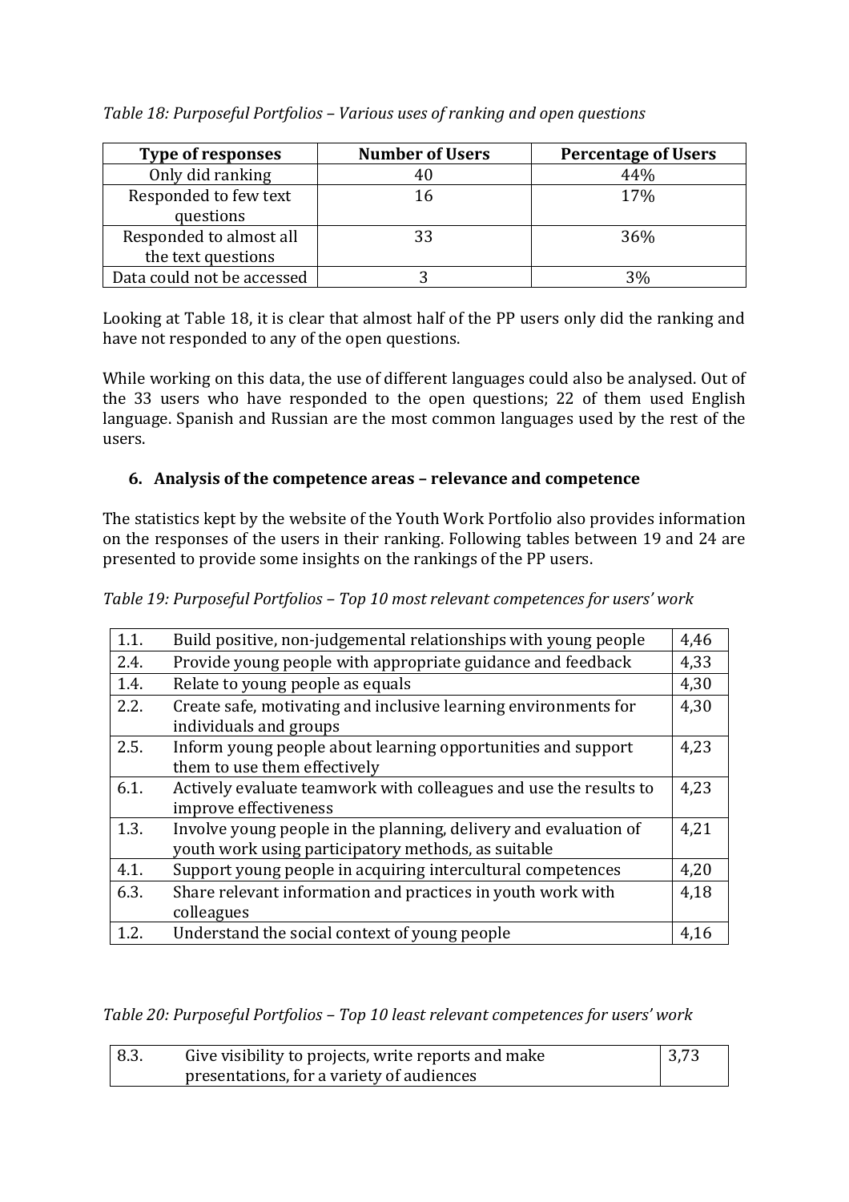*Table 18: Purposeful Portfolios – Various uses of ranking and open questions*

| Type of responses | Number of Users | Percentage of Users |
|---|---|---|
| Only did ranking | 40 | 44% |
| Responded to few text questions | 16 | 17% |
| Responded to almost all the text questions | 33 | 36% |
| Data could not be accessed | 3 | 3% |

Looking at Table 18, it is clear that almost half of the PP users only did the ranking and have not responded to any of the open questions.

While working on this data, the use of different languages could also be analysed. Out of the 33 users who have responded to the open questions; 22 of them used English language. Spanish and Russian are the most common languages used by the rest of the users.

## 6. Analysis of the competence areas – relevance and competence

The statistics kept by the website of the Youth Work Portfolio also provides information on the responses of the users in their ranking. Following tables between 19 and 24 are presented to provide some insights on the rankings of the PP users.

*Table 19: Purposeful Portfolios – Top 10 most relevant competences for users' work*

| | | |
|---|---|---|
| 1.1. | Build positive, non-judgemental relationships with young people | 4,46 |
| 2.4. | Provide young people with appropriate guidance and feedback | 4,33 |
| 1.4. | Relate to young people as equals | 4,30 |
| 2.2. | Create safe, motivating and inclusive learning environments for individuals and groups | 4,30 |
| 2.5. | Inform young people about learning opportunities and support them to use them effectively | 4,23 |
| 6.1. | Actively evaluate teamwork with colleagues and use the results to improve effectiveness | 4,23 |
| 1.3. | Involve young people in the planning, delivery and evaluation of youth work using participatory methods, as suitable | 4,21 |
| 4.1. | Support young people in acquiring intercultural competences | 4,20 |
| 6.3. | Share relevant information and practices in youth work with colleagues | 4,18 |
| 1.2. | Understand the social context of young people | 4,16 |

*Table 20: Purposeful Portfolios – Top 10 least relevant competences for users' work*

| | | |
|---|---|---|
| 8.3. | Give visibility to projects, write reports and make presentations, for a variety of audiences | 3,73 |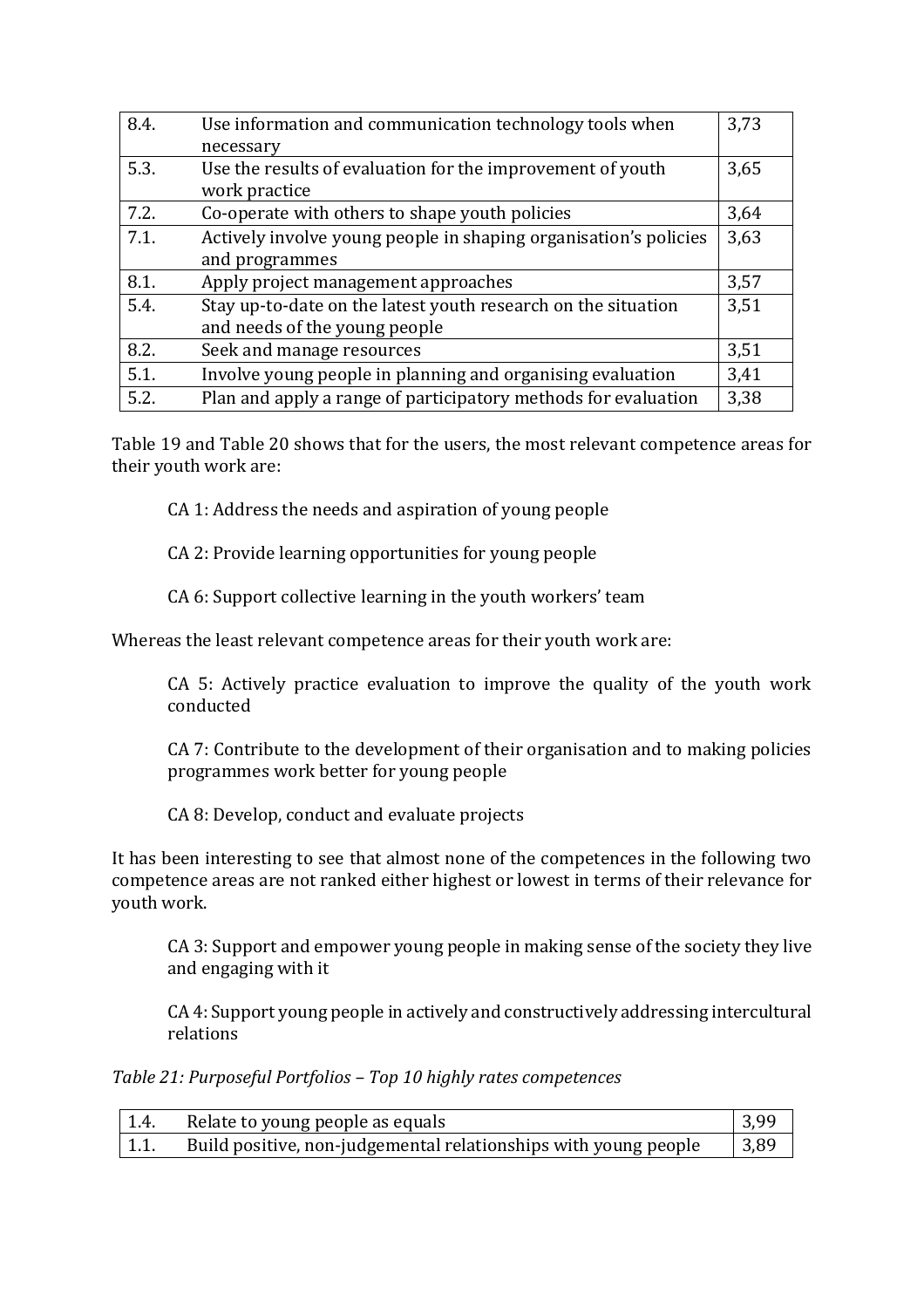| | | |
|---|---|---|
| 8.4. | Use information and communication technology tools when necessary | 3,73 |
| 5.3. | Use the results of evaluation for the improvement of youth work practice | 3,65 |
| 7.2. | Co-operate with others to shape youth policies | 3,64 |
| 7.1. | Actively involve young people in shaping organisation's policies and programmes | 3,63 |
| 8.1. | Apply project management approaches | 3,57 |
| 5.4. | Stay up-to-date on the latest youth research on the situation and needs of the young people | 3,51 |
| 8.2. | Seek and manage resources | 3,51 |
| 5.1. | Involve young people in planning and organising evaluation | 3,41 |
| 5.2. | Plan and apply a range of participatory methods for evaluation | 3,38 |

Table 19 and Table 20 shows that for the users, the most relevant competence areas for their youth work are:

> CA 1: Address the needs and aspiration of young people
>
> CA 2: Provide learning opportunities for young people
>
> CA 6: Support collective learning in the youth workers' team

Whereas the least relevant competence areas for their youth work are:

> CA 5: Actively practice evaluation to improve the quality of the youth work conducted
>
> CA 7: Contribute to the development of their organisation and to making policies programmes work better for young people
>
> CA 8: Develop, conduct and evaluate projects

It has been interesting to see that almost none of the competences in the following two competence areas are not ranked either highest or lowest in terms of their relevance for youth work.

> CA 3: Support and empower young people in making sense of the society they live and engaging with it
>
> CA 4: Support young people in actively and constructively addressing intercultural relations

*Table 21: Purposeful Portfolios – Top 10 highly rates competences*

| | | |
|---|---|---|
| 1.4. | Relate to young people as equals | 3,99 |
| 1.1. | Build positive, non-judgemental relationships with young people | 3,89 |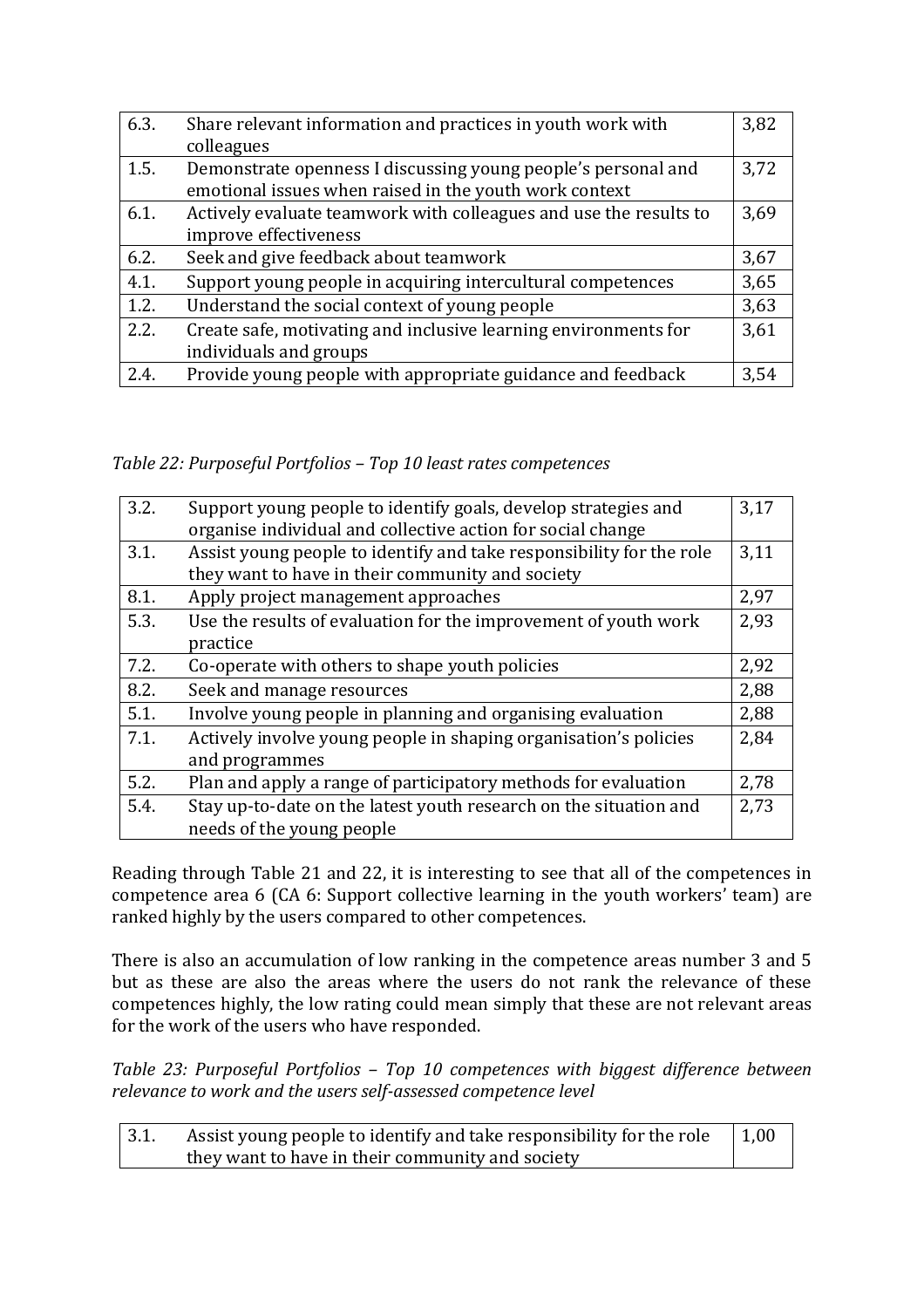| 6.3. | Share relevant information and practices in youth work with colleagues | 3,82 |
|---|---|---|
| 1.5. | Demonstrate openness I discussing young people's personal and emotional issues when raised in the youth work context | 3,72 |
| 6.1. | Actively evaluate teamwork with colleagues and use the results to improve effectiveness | 3,69 |
| 6.2. | Seek and give feedback about teamwork | 3,67 |
| 4.1. | Support young people in acquiring intercultural competences | 3,65 |
| 1.2. | Understand the social context of young people | 3,63 |
| 2.2. | Create safe, motivating and inclusive learning environments for individuals and groups | 3,61 |
| 2.4. | Provide young people with appropriate guidance and feedback | 3,54 |

*Table 22: Purposeful Portfolios – Top 10 least rates competences*

| 3.2. | Support young people to identify goals, develop strategies and organise individual and collective action for social change | 3,17 |
|---|---|---|
| 3.1. | Assist young people to identify and take responsibility for the role they want to have in their community and society | 3,11 |
| 8.1. | Apply project management approaches | 2,97 |
| 5.3. | Use the results of evaluation for the improvement of youth work practice | 2,93 |
| 7.2. | Co-operate with others to shape youth policies | 2,92 |
| 8.2. | Seek and manage resources | 2,88 |
| 5.1. | Involve young people in planning and organising evaluation | 2,88 |
| 7.1. | Actively involve young people in shaping organisation's policies and programmes | 2,84 |
| 5.2. | Plan and apply a range of participatory methods for evaluation | 2,78 |
| 5.4. | Stay up-to-date on the latest youth research on the situation and needs of the young people | 2,73 |

Reading through Table 21 and 22, it is interesting to see that all of the competences in competence area 6 (CA 6: Support collective learning in the youth workers' team) are ranked highly by the users compared to other competences.

There is also an accumulation of low ranking in the competence areas number 3 and 5 but as these are also the areas where the users do not rank the relevance of these competences highly, the low rating could mean simply that these are not relevant areas for the work of the users who have responded.

*Table 23: Purposeful Portfolios – Top 10 competences with biggest difference between relevance to work and the users self-assessed competence level*

| 3.1. | Assist young people to identify and take responsibility for the role they want to have in their community and society | 1,00 |
|---|---|---|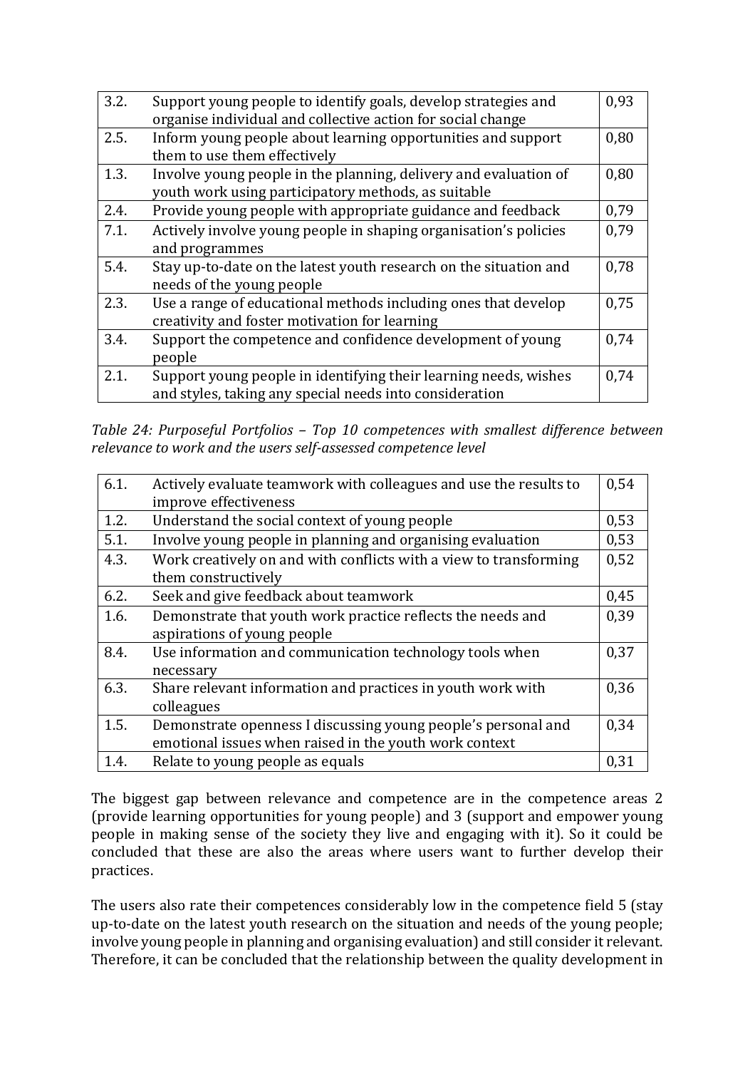| 3.2. | Support young people to identify goals, develop strategies and organise individual and collective action for social change | 0,93 |
|---|---|---|
| 2.5. | Inform young people about learning opportunities and support them to use them effectively | 0,80 |
| 1.3. | Involve young people in the planning, delivery and evaluation of youth work using participatory methods, as suitable | 0,80 |
| 2.4. | Provide young people with appropriate guidance and feedback | 0,79 |
| 7.1. | Actively involve young people in shaping organisation's policies and programmes | 0,79 |
| 5.4. | Stay up-to-date on the latest youth research on the situation and needs of the young people | 0,78 |
| 2.3. | Use a range of educational methods including ones that develop creativity and foster motivation for learning | 0,75 |
| 3.4. | Support the competence and confidence development of young people | 0,74 |
| 2.1. | Support young people in identifying their learning needs, wishes and styles, taking any special needs into consideration | 0,74 |

*Table 24: Purposeful Portfolios – Top 10 competences with smallest difference between relevance to work and the users self-assessed competence level*

| 6.1. | Actively evaluate teamwork with colleagues and use the results to improve effectiveness | 0,54 |
|---|---|---|
| 1.2. | Understand the social context of young people | 0,53 |
| 5.1. | Involve young people in planning and organising evaluation | 0,53 |
| 4.3. | Work creatively on and with conflicts with a view to transforming them constructively | 0,52 |
| 6.2. | Seek and give feedback about teamwork | 0,45 |
| 1.6. | Demonstrate that youth work practice reflects the needs and aspirations of young people | 0,39 |
| 8.4. | Use information and communication technology tools when necessary | 0,37 |
| 6.3. | Share relevant information and practices in youth work with colleagues | 0,36 |
| 1.5. | Demonstrate openness I discussing young people's personal and emotional issues when raised in the youth work context | 0,34 |
| 1.4. | Relate to young people as equals | 0,31 |

The biggest gap between relevance and competence are in the competence areas 2 (provide learning opportunities for young people) and 3 (support and empower young people in making sense of the society they live and engaging with it). So it could be concluded that these are also the areas where users want to further develop their practices.

The users also rate their competences considerably low in the competence field 5 (stay up-to-date on the latest youth research on the situation and needs of the young people; involve young people in planning and organising evaluation) and still consider it relevant. Therefore, it can be concluded that the relationship between the quality development in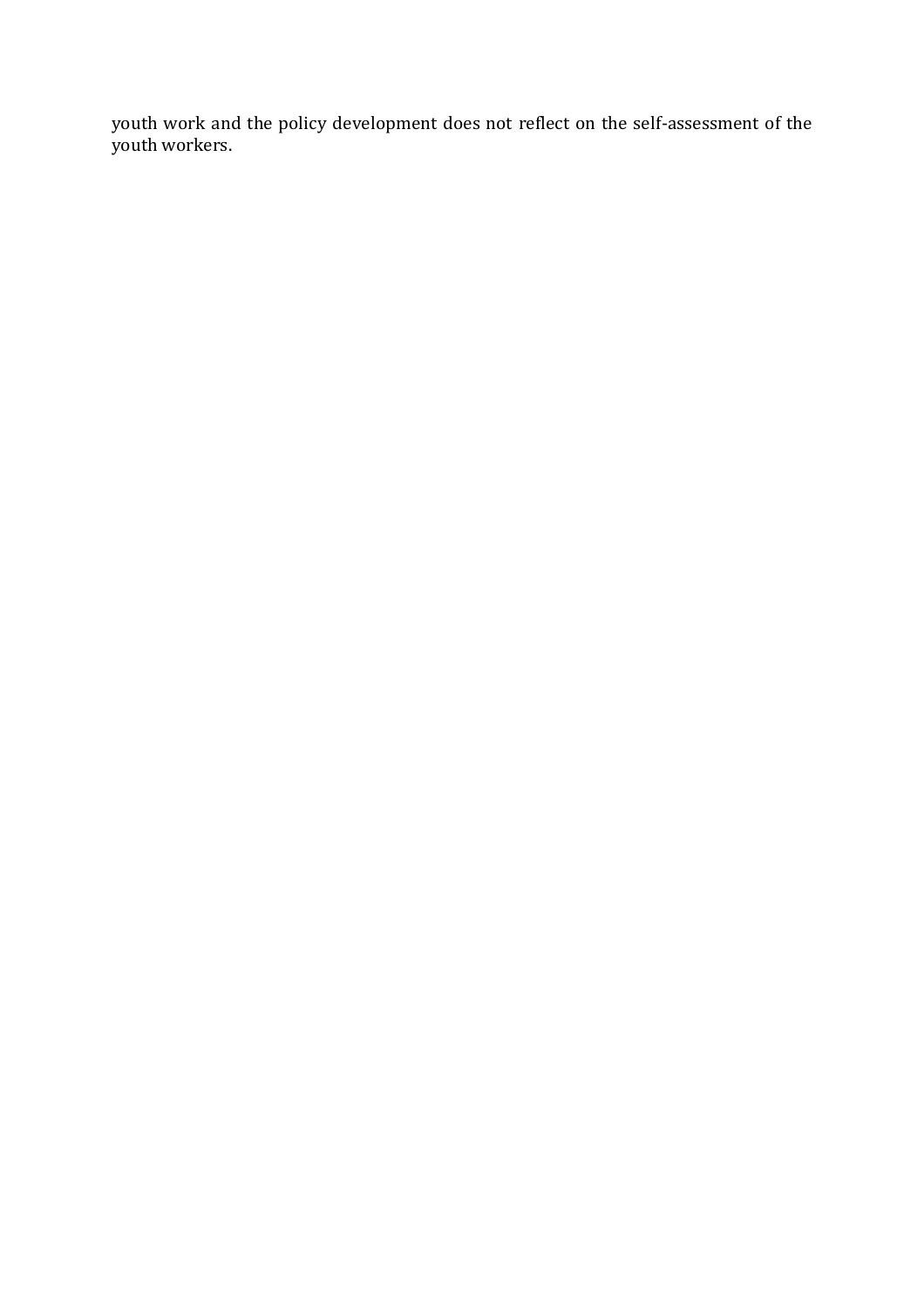youth work and the policy development does not reflect on the self-assessment of the youth workers.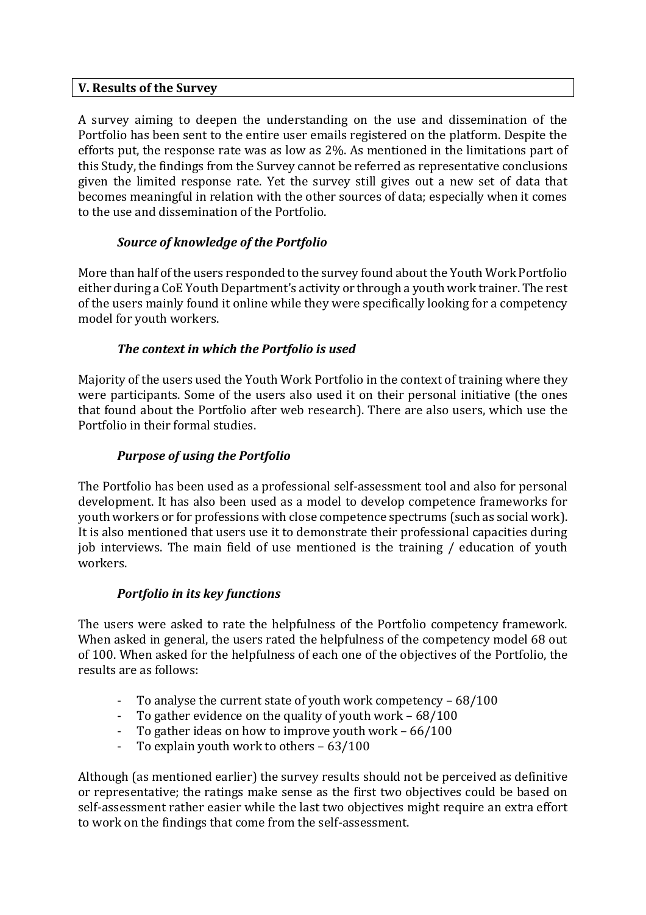## V. Results of the Survey

A survey aiming to deepen the understanding on the use and dissemination of the Portfolio has been sent to the entire user emails registered on the platform. Despite the efforts put, the response rate was as low as 2%. As mentioned in the limitations part of this Study, the findings from the Survey cannot be referred as representative conclusions given the limited response rate. Yet the survey still gives out a new set of data that becomes meaningful in relation with the other sources of data; especially when it comes to the use and dissemination of the Portfolio.

### *Source of knowledge of the Portfolio*

More than half of the users responded to the survey found about the Youth Work Portfolio either during a CoE Youth Department's activity or through a youth work trainer. The rest of the users mainly found it online while they were specifically looking for a competency model for youth workers.

### *The context in which the Portfolio is used*

Majority of the users used the Youth Work Portfolio in the context of training where they were participants. Some of the users also used it on their personal initiative (the ones that found about the Portfolio after web research). There are also users, which use the Portfolio in their formal studies.

### *Purpose of using the Portfolio*

The Portfolio has been used as a professional self-assessment tool and also for personal development. It has also been used as a model to develop competence frameworks for youth workers or for professions with close competence spectrums (such as social work). It is also mentioned that users use it to demonstrate their professional capacities during job interviews. The main field of use mentioned is the training / education of youth workers.

### *Portfolio in its key functions*

The users were asked to rate the helpfulness of the Portfolio competency framework. When asked in general, the users rated the helpfulness of the competency model 68 out of 100. When asked for the helpfulness of each one of the objectives of the Portfolio, the results are as follows:

- To analyse the current state of youth work competency – 68/100
- To gather evidence on the quality of youth work – 68/100
- To gather ideas on how to improve youth work – 66/100
- To explain youth work to others – 63/100

Although (as mentioned earlier) the survey results should not be perceived as definitive or representative; the ratings make sense as the first two objectives could be based on self-assessment rather easier while the last two objectives might require an extra effort to work on the findings that come from the self-assessment.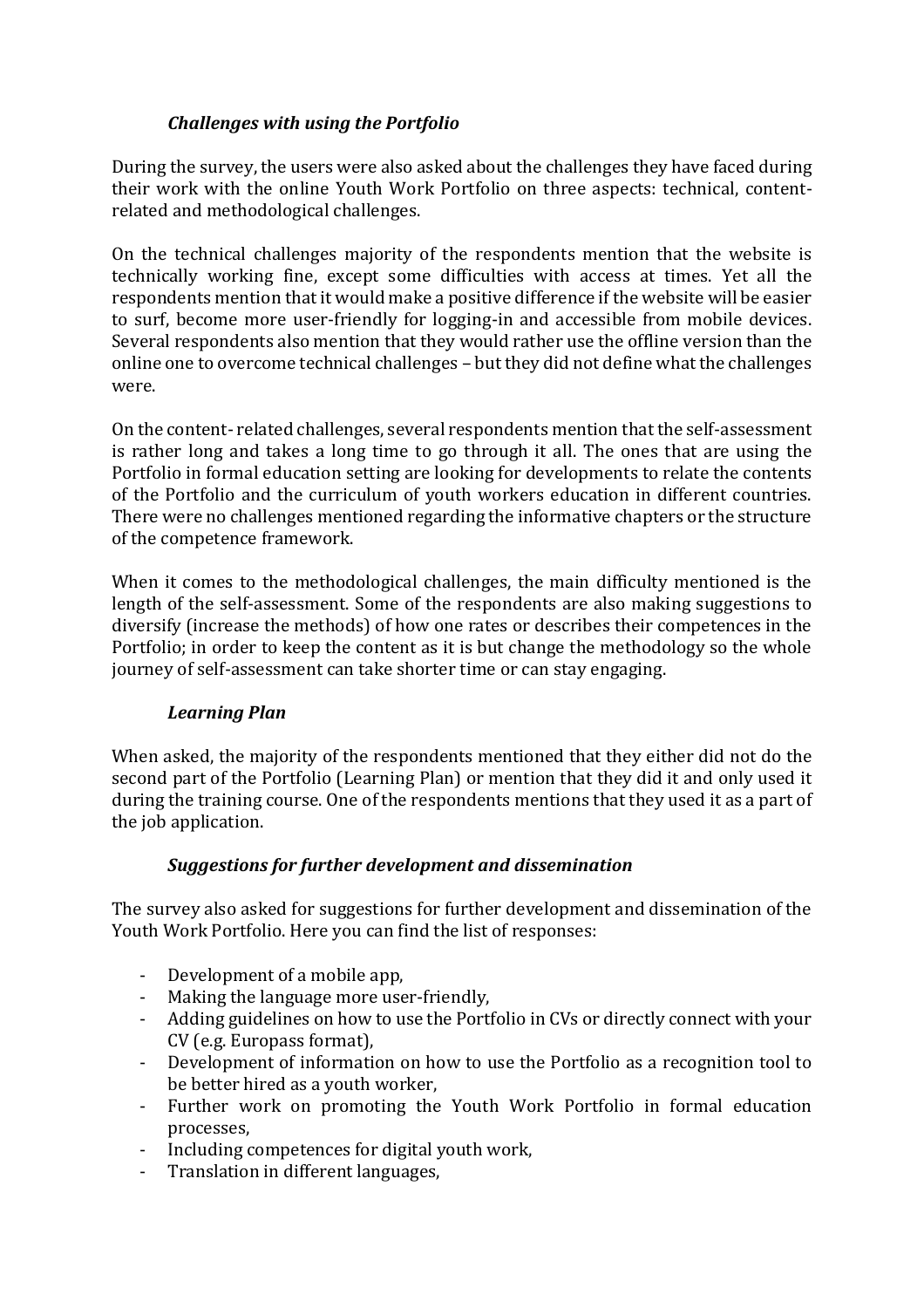### *Challenges with using the Portfolio*

During the survey, the users were also asked about the challenges they have faced during their work with the online Youth Work Portfolio on three aspects: technical, content-related and methodological challenges.

On the technical challenges majority of the respondents mention that the website is technically working fine, except some difficulties with access at times. Yet all the respondents mention that it would make a positive difference if the website will be easier to surf, become more user-friendly for logging-in and accessible from mobile devices. Several respondents also mention that they would rather use the offline version than the online one to overcome technical challenges – but they did not define what the challenges were.

On the content- related challenges, several respondents mention that the self-assessment is rather long and takes a long time to go through it all. The ones that are using the Portfolio in formal education setting are looking for developments to relate the contents of the Portfolio and the curriculum of youth workers education in different countries. There were no challenges mentioned regarding the informative chapters or the structure of the competence framework.

When it comes to the methodological challenges, the main difficulty mentioned is the length of the self-assessment. Some of the respondents are also making suggestions to diversify (increase the methods) of how one rates or describes their competences in the Portfolio; in order to keep the content as it is but change the methodology so the whole journey of self-assessment can take shorter time or can stay engaging.

### *Learning Plan*

When asked, the majority of the respondents mentioned that they either did not do the second part of the Portfolio (Learning Plan) or mention that they did it and only used it during the training course. One of the respondents mentions that they used it as a part of the job application.

### *Suggestions for further development and dissemination*

The survey also asked for suggestions for further development and dissemination of the Youth Work Portfolio. Here you can find the list of responses:

- Development of a mobile app,
- Making the language more user-friendly,
- Adding guidelines on how to use the Portfolio in CVs or directly connect with your CV (e.g. Europass format),
- Development of information on how to use the Portfolio as a recognition tool to be better hired as a youth worker,
- Further work on promoting the Youth Work Portfolio in formal education processes,
- Including competences for digital youth work,
- Translation in different languages,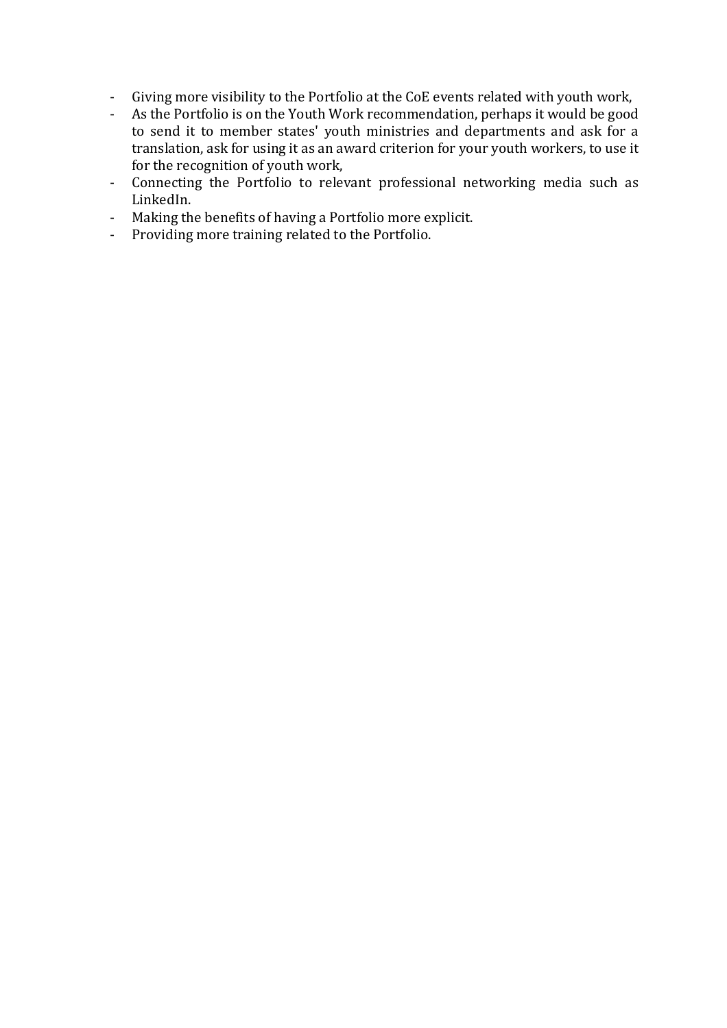- Giving more visibility to the Portfolio at the CoE events related with youth work,
- As the Portfolio is on the Youth Work recommendation, perhaps it would be good to send it to member states' youth ministries and departments and ask for a translation, ask for using it as an award criterion for your youth workers, to use it for the recognition of youth work,
- Connecting the Portfolio to relevant professional networking media such as LinkedIn.
- Making the benefits of having a Portfolio more explicit.
- Providing more training related to the Portfolio.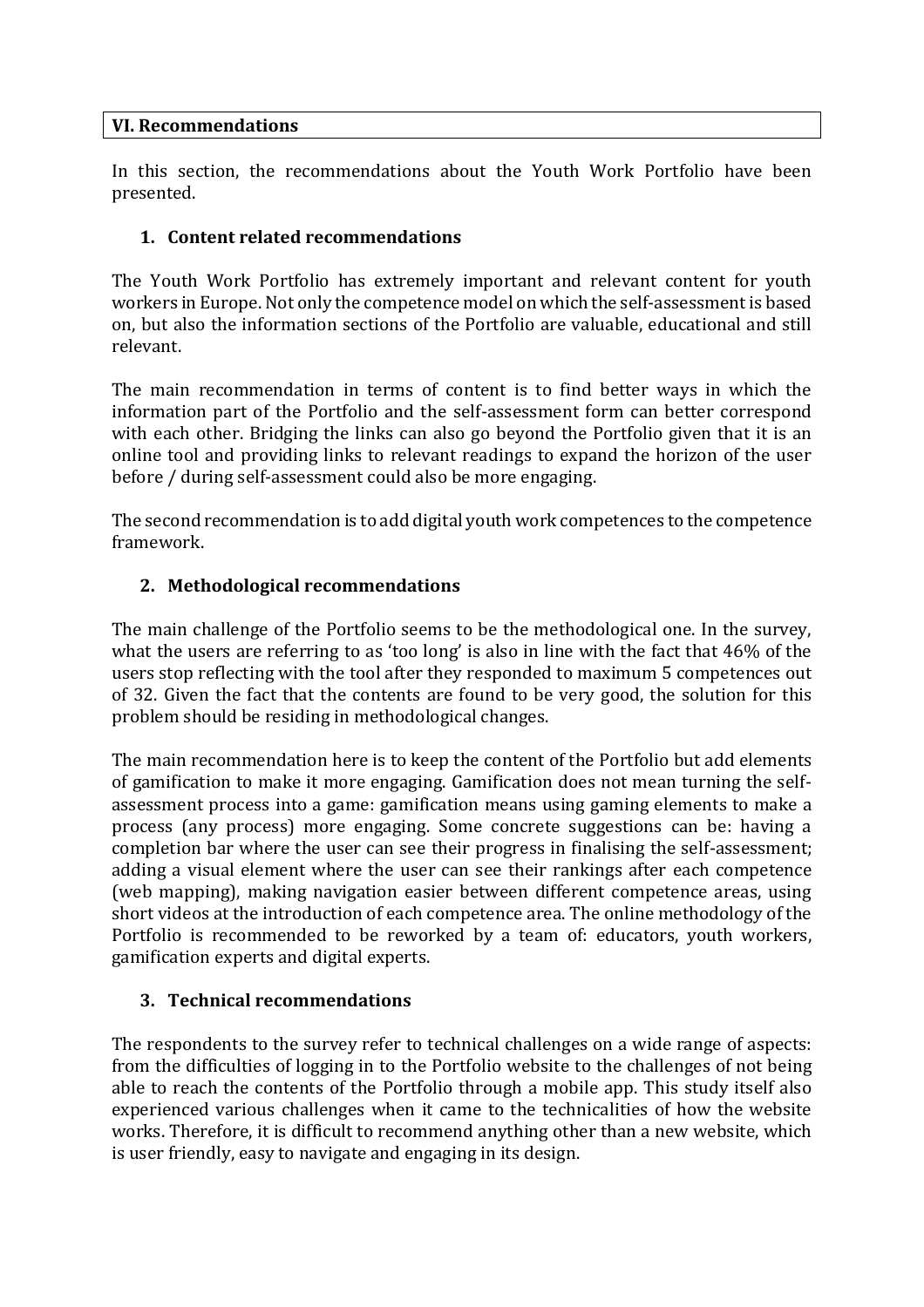## VI. Recommendations

In this section, the recommendations about the Youth Work Portfolio have been presented.

### 1. Content related recommendations

The Youth Work Portfolio has extremely important and relevant content for youth workers in Europe. Not only the competence model on which the self-assessment is based on, but also the information sections of the Portfolio are valuable, educational and still relevant.

The main recommendation in terms of content is to find better ways in which the information part of the Portfolio and the self-assessment form can better correspond with each other. Bridging the links can also go beyond the Portfolio given that it is an online tool and providing links to relevant readings to expand the horizon of the user before / during self-assessment could also be more engaging.

The second recommendation is to add digital youth work competences to the competence framework.

### 2. Methodological recommendations

The main challenge of the Portfolio seems to be the methodological one. In the survey, what the users are referring to as 'too long' is also in line with the fact that 46% of the users stop reflecting with the tool after they responded to maximum 5 competences out of 32. Given the fact that the contents are found to be very good, the solution for this problem should be residing in methodological changes.

The main recommendation here is to keep the content of the Portfolio but add elements of gamification to make it more engaging. Gamification does not mean turning the self-assessment process into a game: gamification means using gaming elements to make a process (any process) more engaging. Some concrete suggestions can be: having a completion bar where the user can see their progress in finalising the self-assessment; adding a visual element where the user can see their rankings after each competence (web mapping), making navigation easier between different competence areas, using short videos at the introduction of each competence area. The online methodology of the Portfolio is recommended to be reworked by a team of: educators, youth workers, gamification experts and digital experts.

### 3. Technical recommendations

The respondents to the survey refer to technical challenges on a wide range of aspects: from the difficulties of logging in to the Portfolio website to the challenges of not being able to reach the contents of the Portfolio through a mobile app. This study itself also experienced various challenges when it came to the technicalities of how the website works. Therefore, it is difficult to recommend anything other than a new website, which is user friendly, easy to navigate and engaging in its design.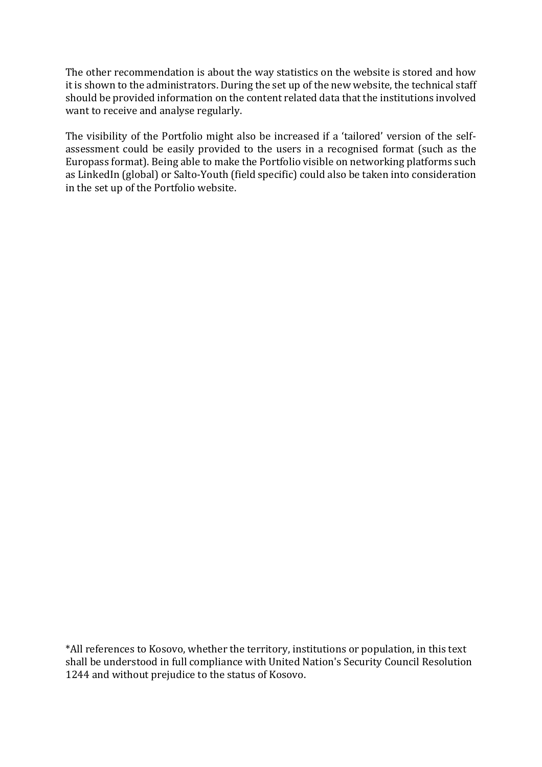The other recommendation is about the way statistics on the website is stored and how it is shown to the administrators. During the set up of the new website, the technical staff should be provided information on the content related data that the institutions involved want to receive and analyse regularly.

The visibility of the Portfolio might also be increased if a 'tailored' version of the self-assessment could be easily provided to the users in a recognised format (such as the Europass format). Being able to make the Portfolio visible on networking platforms such as LinkedIn (global) or Salto-Youth (field specific) could also be taken into consideration in the set up of the Portfolio website.

*All references to Kosovo, whether the territory, institutions or population, in this text shall be understood in full compliance with United Nation's Security Council Resolution 1244 and without prejudice to the status of Kosovo.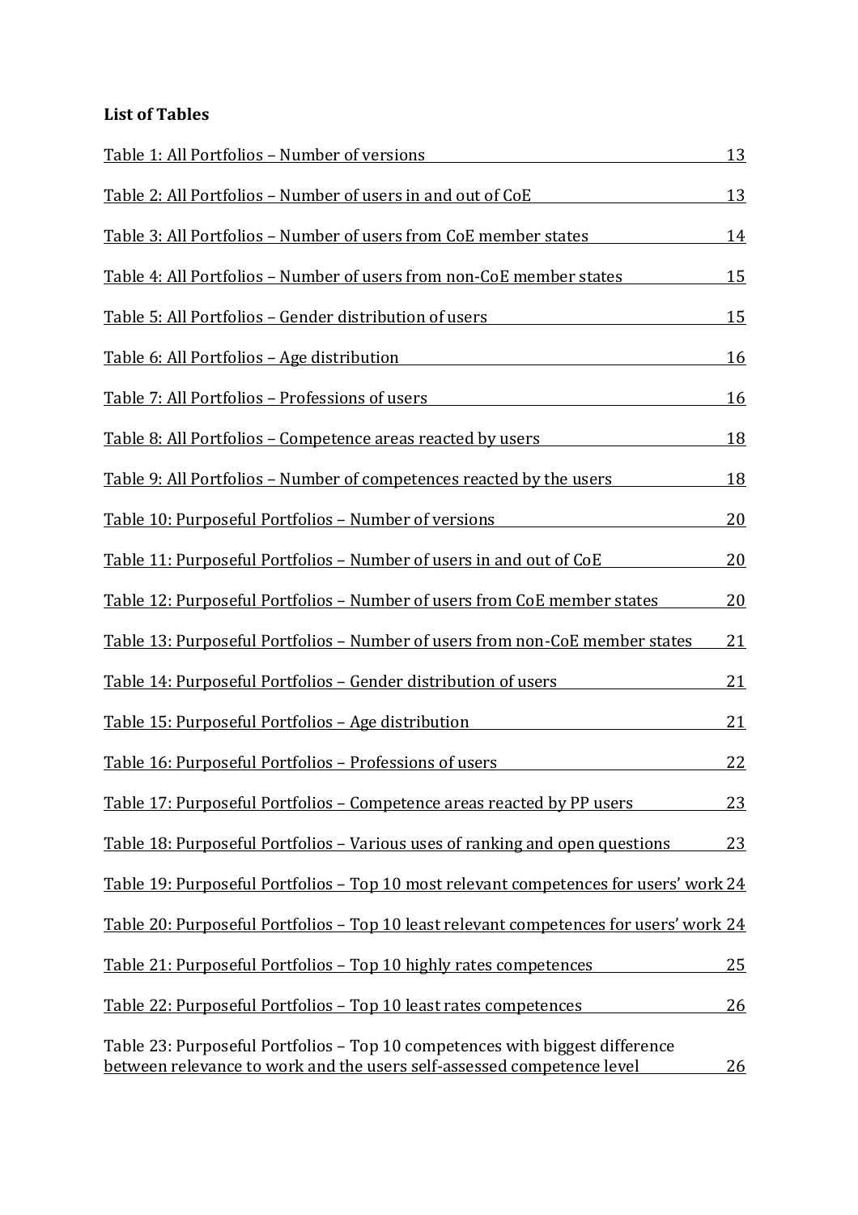**List of Tables**

Table 1: All Portfolios – Number of versions 13

Table 2: All Portfolios – Number of users in and out of CoE 13

Table 3: All Portfolios – Number of users from CoE member states 14

Table 4: All Portfolios – Number of users from non-CoE member states 15

Table 5: All Portfolios – Gender distribution of users 15

Table 6: All Portfolios – Age distribution 16

Table 7: All Portfolios – Professions of users 16

Table 8: All Portfolios – Competence areas reacted by users 18

Table 9: All Portfolios – Number of competences reacted by the users 18

Table 10: Purposeful Portfolios – Number of versions 20

Table 11: Purposeful Portfolios – Number of users in and out of CoE 20

Table 12: Purposeful Portfolios – Number of users from CoE member states 20

Table 13: Purposeful Portfolios – Number of users from non-CoE member states 21

Table 14: Purposeful Portfolios – Gender distribution of users 21

Table 15: Purposeful Portfolios – Age distribution 21

Table 16: Purposeful Portfolios – Professions of users 22

Table 17: Purposeful Portfolios – Competence areas reacted by PP users 23

Table 18: Purposeful Portfolios – Various uses of ranking and open questions 23

Table 19: Purposeful Portfolios – Top 10 most relevant competences for users' work 24

Table 20: Purposeful Portfolios – Top 10 least relevant competences for users' work 24

Table 21: Purposeful Portfolios – Top 10 highly rates competences 25

Table 22: Purposeful Portfolios – Top 10 least rates competences 26

Table 23: Purposeful Portfolios – Top 10 competences with biggest difference between relevance to work and the users self-assessed competence level 26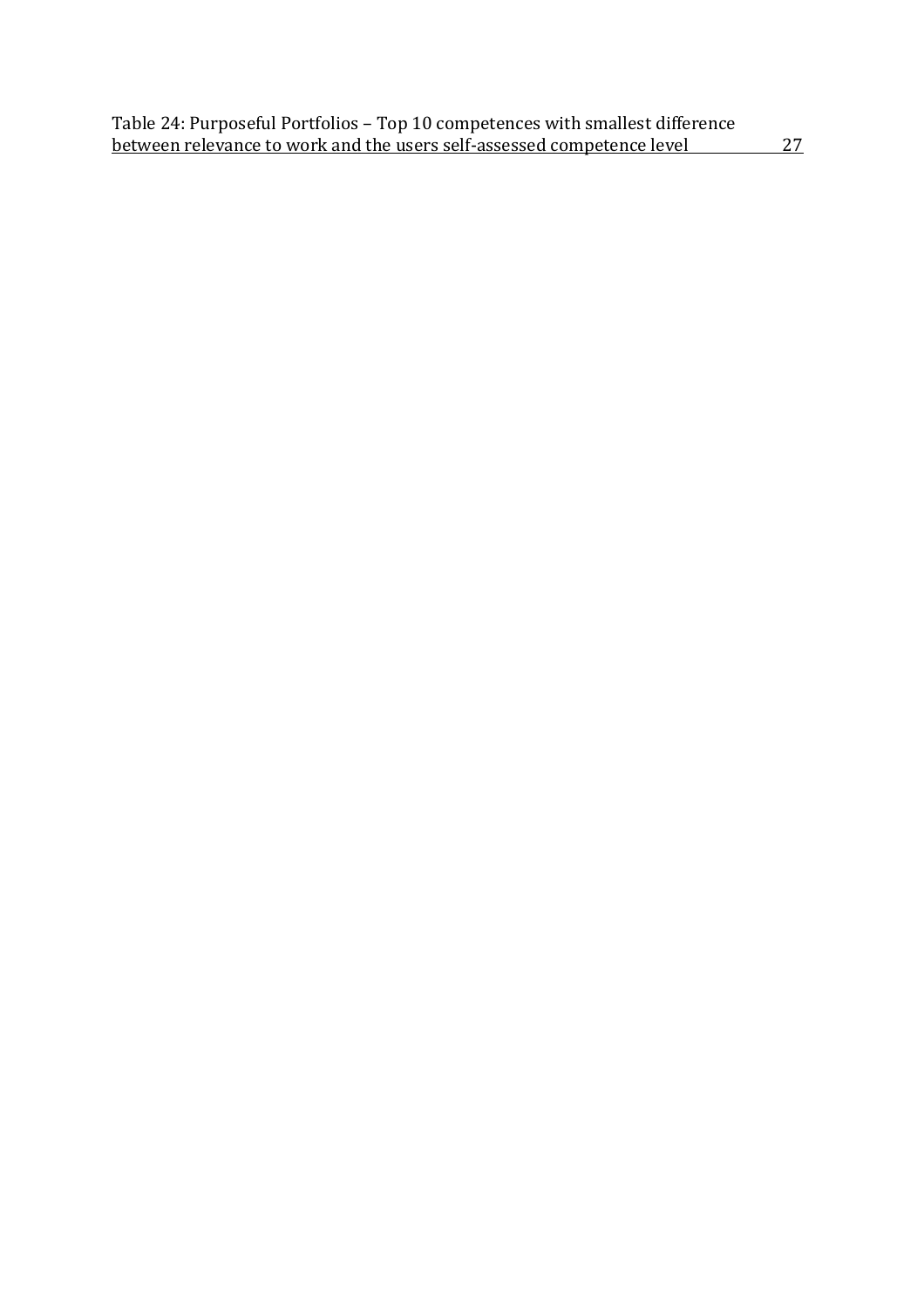Table 24: Purposeful Portfolios – Top 10 competences with smallest difference between relevance to work and the users self-assessed competence level 27